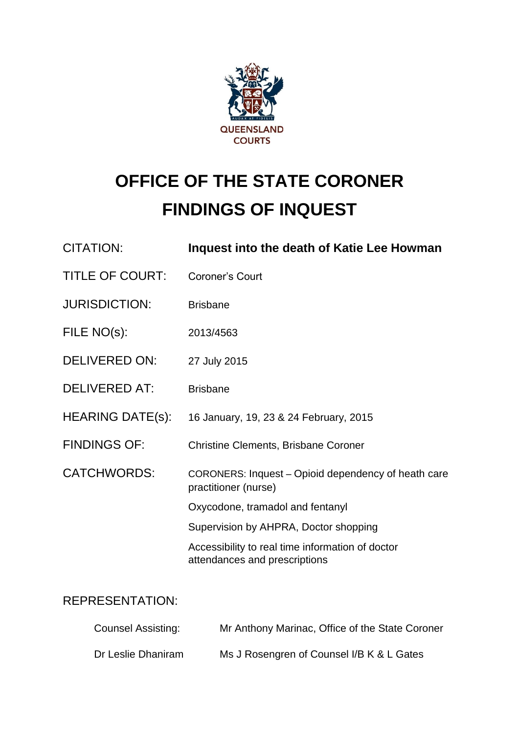QUEENSLAND COURTS

# OFFICE OF THE STATE CORONER
# FINDINGS OF INQUEST

| | |
|---|---|
| CITATION: | **Inquest into the death of Katie Lee Howman** |
| TITLE OF COURT: | Coroner's Court |
| JURISDICTION: | Brisbane |
| FILE NO(s): | 2013/4563 |
| DELIVERED ON: | 27 July 2015 |
| DELIVERED AT: | Brisbane |
| HEARING DATE(s): | 16 January, 19, 23 & 24 February, 2015 |
| FINDINGS OF: | Christine Clements, Brisbane Coroner |
| CATCHWORDS: | CORONERS: Inquest – Opioid dependency of heath care practitioner (nurse)<br>Oxycodone, tramadol and fentanyl<br>Supervision by AHPRA, Doctor shopping<br>Accessibility to real time information of doctor attendances and prescriptions |

REPRESENTATION:

| | |
|---|---|
| Counsel Assisting: | Mr Anthony Marinac, Office of the State Coroner |
| Dr Leslie Dhaniram | Ms J Rosengren of Counsel I/B K & L Gates |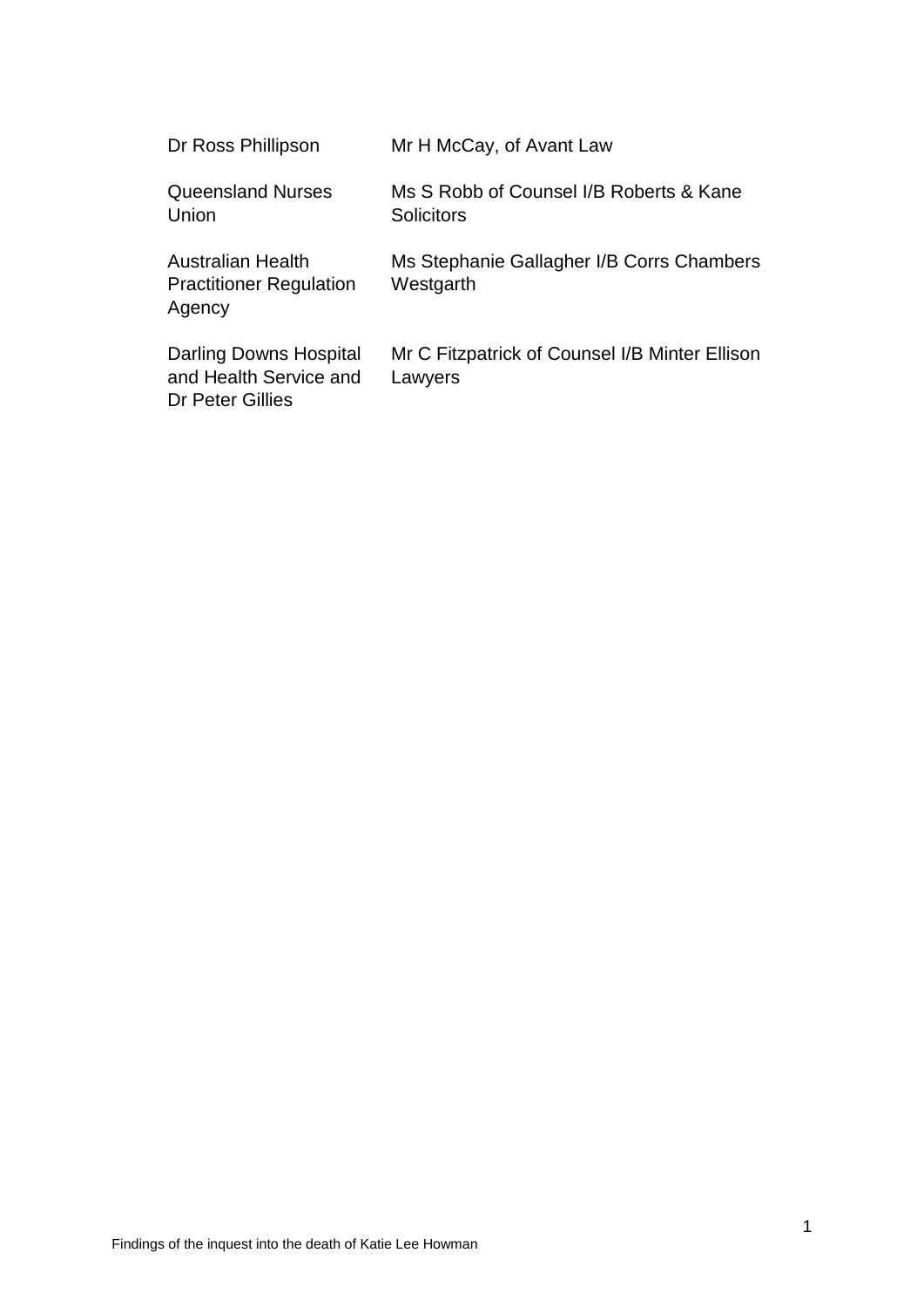| | |
|---|---|
| Dr Ross Phillipson | Mr H McCay, of Avant Law |
| Queensland Nurses Union | Ms S Robb of Counsel I/B Roberts & Kane Solicitors |
| Australian Health Practitioner Regulation Agency | Ms Stephanie Gallagher I/B Corrs Chambers Westgarth |
| Darling Downs Hospital and Health Service and Dr Peter Gillies | Mr C Fitzpatrick of Counsel I/B Minter Ellison Lawyers |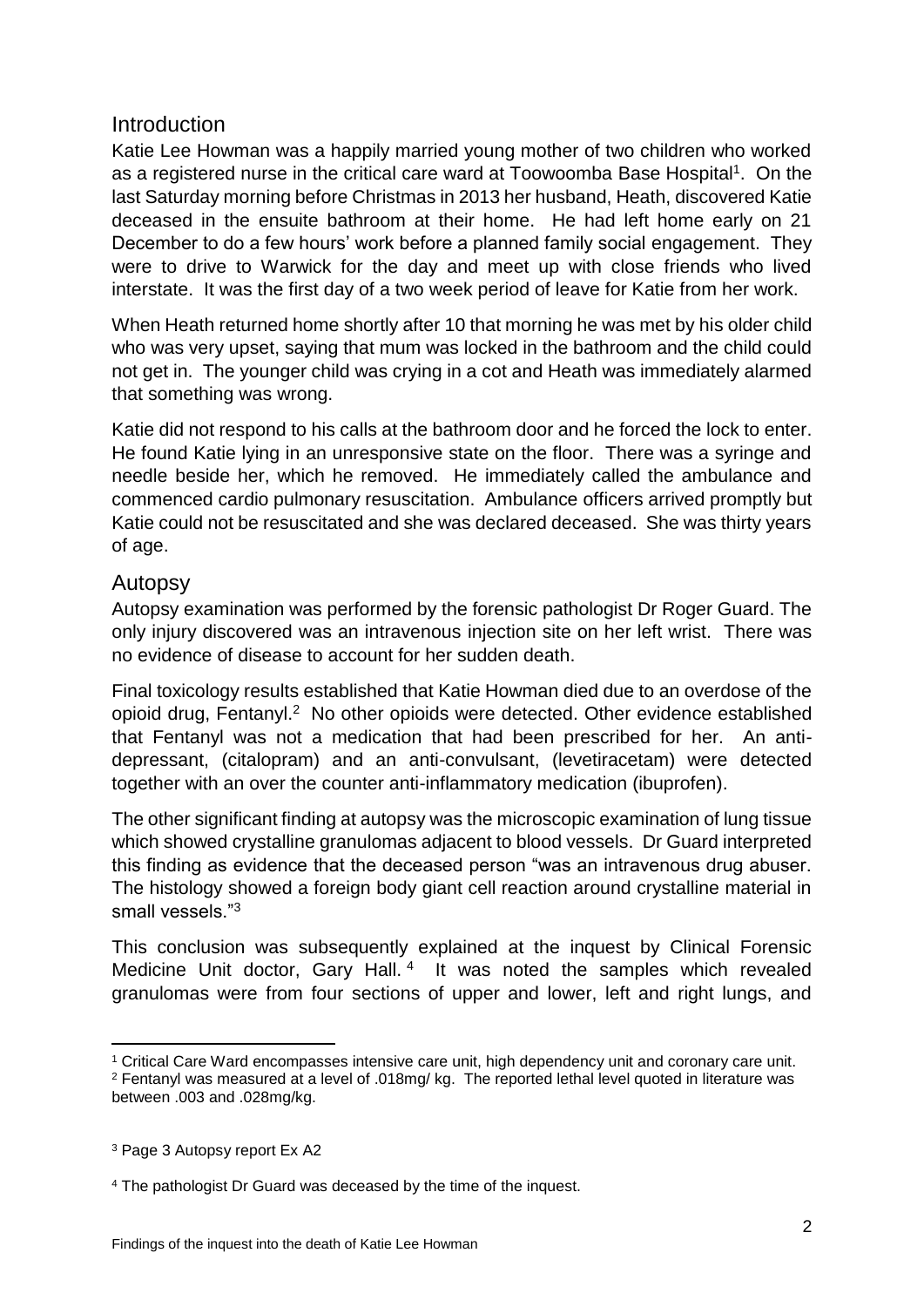## Introduction

Katie Lee Howman was a happily married young mother of two children who worked as a registered nurse in the critical care ward at Toowoomba Base Hospital[1]. On the last Saturday morning before Christmas in 2013 her husband, Heath, discovered Katie deceased in the ensuite bathroom at their home. He had left home early on 21 December to do a few hours' work before a planned family social engagement. They were to drive to Warwick for the day and meet up with close friends who lived interstate. It was the first day of a two week period of leave for Katie from her work.

When Heath returned home shortly after 10 that morning he was met by his older child who was very upset, saying that mum was locked in the bathroom and the child could not get in. The younger child was crying in a cot and Heath was immediately alarmed that something was wrong.

Katie did not respond to his calls at the bathroom door and he forced the lock to enter. He found Katie lying in an unresponsive state on the floor. There was a syringe and needle beside her, which he removed. He immediately called the ambulance and commenced cardio pulmonary resuscitation. Ambulance officers arrived promptly but Katie could not be resuscitated and she was declared deceased. She was thirty years of age.

## Autopsy

Autopsy examination was performed by the forensic pathologist Dr Roger Guard. The only injury discovered was an intravenous injection site on her left wrist. There was no evidence of disease to account for her sudden death.

Final toxicology results established that Katie Howman died due to an overdose of the opioid drug, Fentanyl.[2] No other opioids were detected. Other evidence established that Fentanyl was not a medication that had been prescribed for her. An anti-depressant, (citalopram) and an anti-convulsant, (levetiracetam) were detected together with an over the counter anti-inflammatory medication (ibuprofen).

The other significant finding at autopsy was the microscopic examination of lung tissue which showed crystalline granulomas adjacent to blood vessels. Dr Guard interpreted this finding as evidence that the deceased person "was an intravenous drug abuser. The histology showed a foreign body giant cell reaction around crystalline material in small vessels."[3]

This conclusion was subsequently explained at the inquest by Clinical Forensic Medicine Unit doctor, Gary Hall.[4] It was noted the samples which revealed granulomas were from four sections of upper and lower, left and right lungs, and

---

[1] Critical Care Ward encompasses intensive care unit, high dependency unit and coronary care unit.

[2] Fentanyl was measured at a level of .018mg/ kg. The reported lethal level quoted in literature was between .003 and .028mg/kg.

[3] Page 3 Autopsy report Ex A2

[4] The pathologist Dr Guard was deceased by the time of the inquest.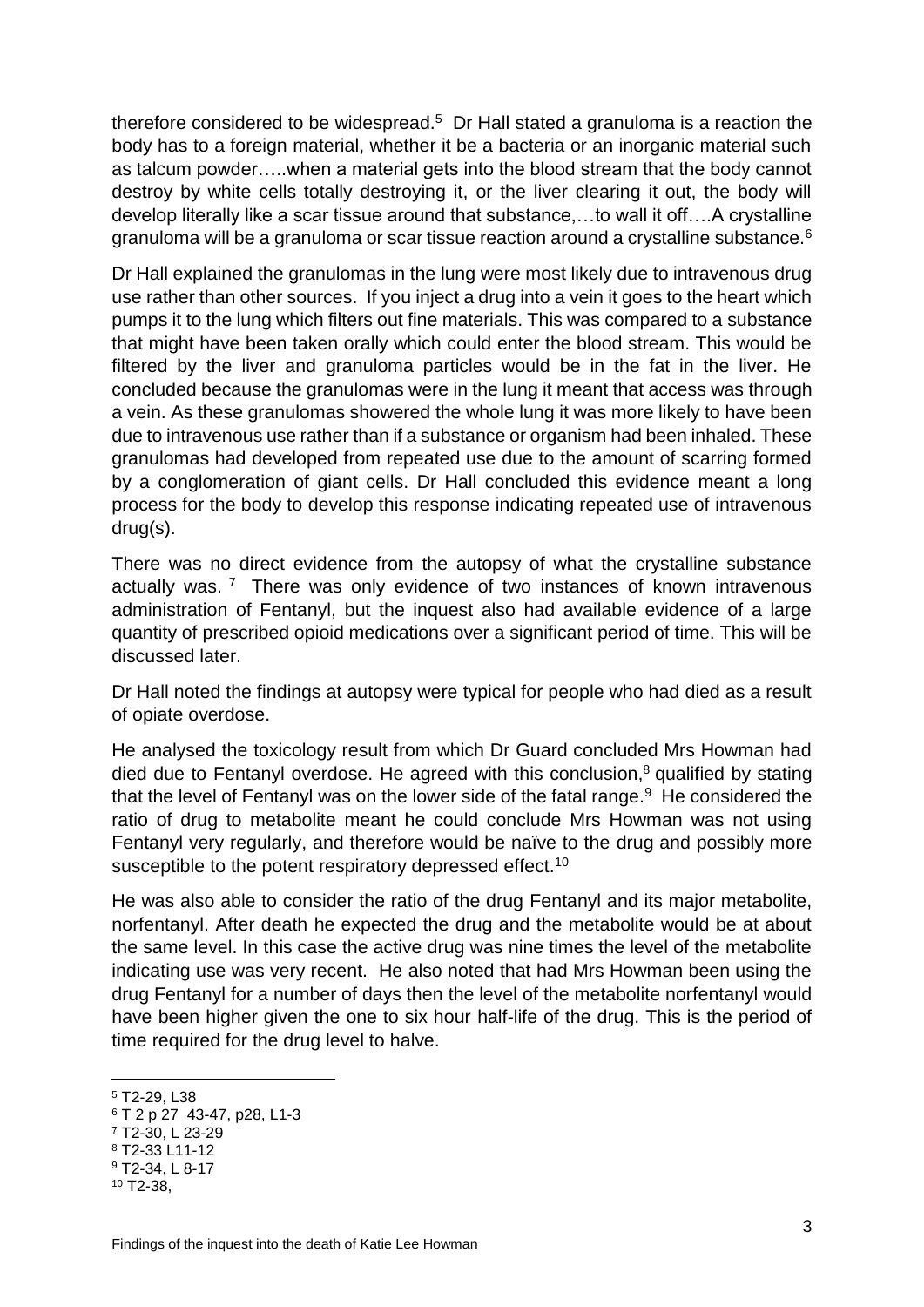therefore considered to be widespread.[5] Dr Hall stated a granuloma is a reaction the body has to a foreign material, whether it be a bacteria or an inorganic material such as talcum powder…..when a material gets into the blood stream that the body cannot destroy by white cells totally destroying it, or the liver clearing it out, the body will develop literally like a scar tissue around that substance,…to wall it off….A crystalline granuloma will be a granuloma or scar tissue reaction around a crystalline substance.[6]

Dr Hall explained the granulomas in the lung were most likely due to intravenous drug use rather than other sources. If you inject a drug into a vein it goes to the heart which pumps it to the lung which filters out fine materials. This was compared to a substance that might have been taken orally which could enter the blood stream. This would be filtered by the liver and granuloma particles would be in the fat in the liver. He concluded because the granulomas were in the lung it meant that access was through a vein. As these granulomas showered the whole lung it was more likely to have been due to intravenous use rather than if a substance or organism had been inhaled. These granulomas had developed from repeated use due to the amount of scarring formed by a conglomeration of giant cells. Dr Hall concluded this evidence meant a long process for the body to develop this response indicating repeated use of intravenous drug(s).

There was no direct evidence from the autopsy of what the crystalline substance actually was.[7] There was only evidence of two instances of known intravenous administration of Fentanyl, but the inquest also had available evidence of a large quantity of prescribed opioid medications over a significant period of time. This will be discussed later.

Dr Hall noted the findings at autopsy were typical for people who had died as a result of opiate overdose.

He analysed the toxicology result from which Dr Guard concluded Mrs Howman had died due to Fentanyl overdose. He agreed with this conclusion,[8] qualified by stating that the level of Fentanyl was on the lower side of the fatal range.[9] He considered the ratio of drug to metabolite meant he could conclude Mrs Howman was not using Fentanyl very regularly, and therefore would be naïve to the drug and possibly more susceptible to the potent respiratory depressed effect.[10]

He was also able to consider the ratio of the drug Fentanyl and its major metabolite, norfentanyl. After death he expected the drug and the metabolite would be at about the same level. In this case the active drug was nine times the level of the metabolite indicating use was very recent. He also noted that had Mrs Howman been using the drug Fentanyl for a number of days then the level of the metabolite norfentanyl would have been higher given the one to six hour half-life of the drug. This is the period of time required for the drug level to halve.

---

[5] T2-29, L38
[6] T 2 p 27 43-47, p28, L1-3
[7] T2-30, L 23-29
[8] T2-33 L11-12
[9] T2-34, L 8-17
[10] T2-38,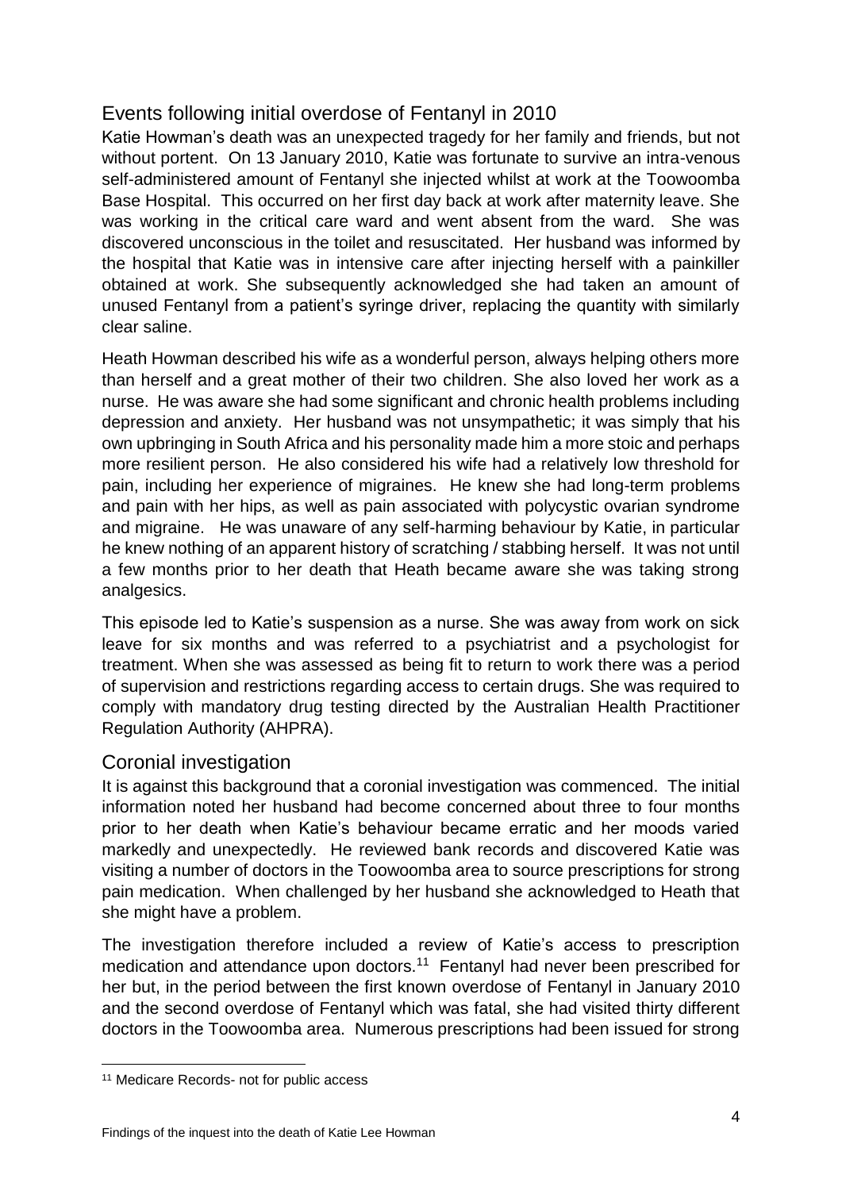## Events following initial overdose of Fentanyl in 2010

Katie Howman's death was an unexpected tragedy for her family and friends, but not without portent. On 13 January 2010, Katie was fortunate to survive an intra-venous self-administered amount of Fentanyl she injected whilst at work at the Toowoomba Base Hospital. This occurred on her first day back at work after maternity leave. She was working in the critical care ward and went absent from the ward. She was discovered unconscious in the toilet and resuscitated. Her husband was informed by the hospital that Katie was in intensive care after injecting herself with a painkiller obtained at work. She subsequently acknowledged she had taken an amount of unused Fentanyl from a patient's syringe driver, replacing the quantity with similarly clear saline.

Heath Howman described his wife as a wonderful person, always helping others more than herself and a great mother of their two children. She also loved her work as a nurse. He was aware she had some significant and chronic health problems including depression and anxiety. Her husband was not unsympathetic; it was simply that his own upbringing in South Africa and his personality made him a more stoic and perhaps more resilient person. He also considered his wife had a relatively low threshold for pain, including her experience of migraines. He knew she had long-term problems and pain with her hips, as well as pain associated with polycystic ovarian syndrome and migraine. He was unaware of any self-harming behaviour by Katie, in particular he knew nothing of an apparent history of scratching / stabbing herself. It was not until a few months prior to her death that Heath became aware she was taking strong analgesics.

This episode led to Katie's suspension as a nurse. She was away from work on sick leave for six months and was referred to a psychiatrist and a psychologist for treatment. When she was assessed as being fit to return to work there was a period of supervision and restrictions regarding access to certain drugs. She was required to comply with mandatory drug testing directed by the Australian Health Practitioner Regulation Authority (AHPRA).

## Coronial investigation

It is against this background that a coronial investigation was commenced. The initial information noted her husband had become concerned about three to four months prior to her death when Katie's behaviour became erratic and her moods varied markedly and unexpectedly. He reviewed bank records and discovered Katie was visiting a number of doctors in the Toowoomba area to source prescriptions for strong pain medication. When challenged by her husband she acknowledged to Heath that she might have a problem.

The investigation therefore included a review of Katie's access to prescription medication and attendance upon doctors.[11] Fentanyl had never been prescribed for her but, in the period between the first known overdose of Fentanyl in January 2010 and the second overdose of Fentanyl which was fatal, she had visited thirty different doctors in the Toowoomba area. Numerous prescriptions had been issued for strong

[11] Medicare Records- not for public access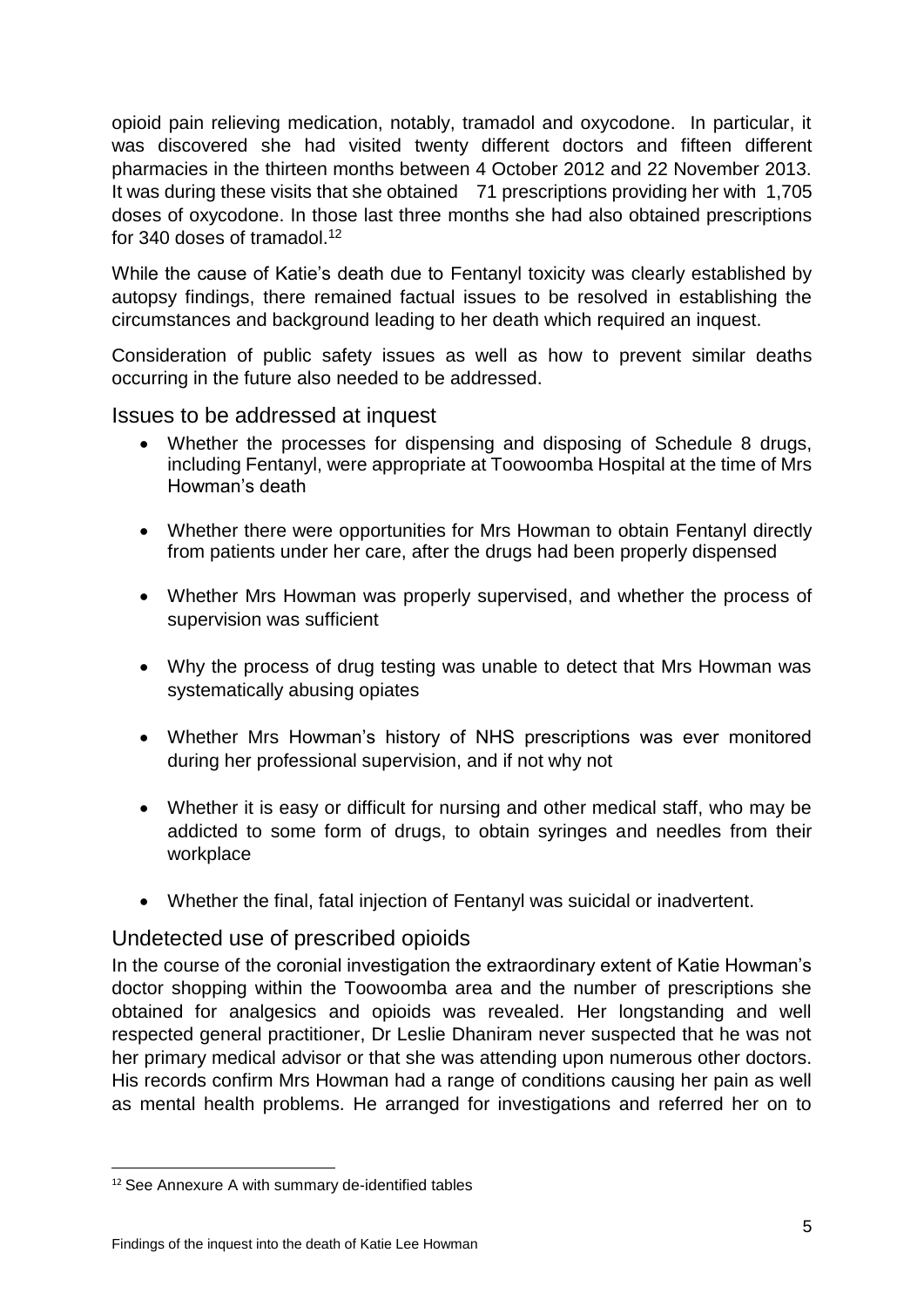opioid pain relieving medication, notably, tramadol and oxycodone. In particular, it was discovered she had visited twenty different doctors and fifteen different pharmacies in the thirteen months between 4 October 2012 and 22 November 2013. It was during these visits that she obtained 71 prescriptions providing her with 1,705 doses of oxycodone. In those last three months she had also obtained prescriptions for 340 doses of tramadol.[12]

While the cause of Katie's death due to Fentanyl toxicity was clearly established by autopsy findings, there remained factual issues to be resolved in establishing the circumstances and background leading to her death which required an inquest.

Consideration of public safety issues as well as how to prevent similar deaths occurring in the future also needed to be addressed.

## Issues to be addressed at inquest

- Whether the processes for dispensing and disposing of Schedule 8 drugs, including Fentanyl, were appropriate at Toowoomba Hospital at the time of Mrs Howman's death
- Whether there were opportunities for Mrs Howman to obtain Fentanyl directly from patients under her care, after the drugs had been properly dispensed
- Whether Mrs Howman was properly supervised, and whether the process of supervision was sufficient
- Why the process of drug testing was unable to detect that Mrs Howman was systematically abusing opiates
- Whether Mrs Howman's history of NHS prescriptions was ever monitored during her professional supervision, and if not why not
- Whether it is easy or difficult for nursing and other medical staff, who may be addicted to some form of drugs, to obtain syringes and needles from their workplace
- Whether the final, fatal injection of Fentanyl was suicidal or inadvertent.

## Undetected use of prescribed opioids

In the course of the coronial investigation the extraordinary extent of Katie Howman's doctor shopping within the Toowoomba area and the number of prescriptions she obtained for analgesics and opioids was revealed. Her longstanding and well respected general practitioner, Dr Leslie Dhaniram never suspected that he was not her primary medical advisor or that she was attending upon numerous other doctors. His records confirm Mrs Howman had a range of conditions causing her pain as well as mental health problems. He arranged for investigations and referred her on to

[12] See Annexure A with summary de-identified tables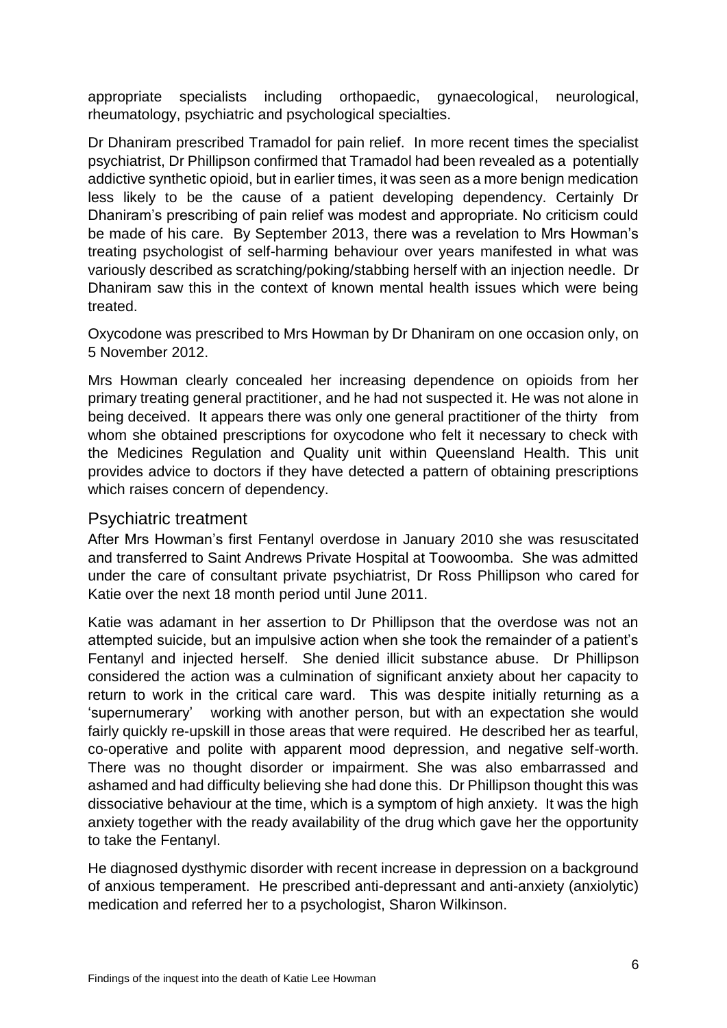appropriate specialists including orthopaedic, gynaecological, neurological, rheumatology, psychiatric and psychological specialties.

Dr Dhaniram prescribed Tramadol for pain relief. In more recent times the specialist psychiatrist, Dr Phillipson confirmed that Tramadol had been revealed as a potentially addictive synthetic opioid, but in earlier times, it was seen as a more benign medication less likely to be the cause of a patient developing dependency. Certainly Dr Dhaniram's prescribing of pain relief was modest and appropriate. No criticism could be made of his care. By September 2013, there was a revelation to Mrs Howman's treating psychologist of self-harming behaviour over years manifested in what was variously described as scratching/poking/stabbing herself with an injection needle. Dr Dhaniram saw this in the context of known mental health issues which were being treated.

Oxycodone was prescribed to Mrs Howman by Dr Dhaniram on one occasion only, on 5 November 2012.

Mrs Howman clearly concealed her increasing dependence on opioids from her primary treating general practitioner, and he had not suspected it. He was not alone in being deceived. It appears there was only one general practitioner of the thirty from whom she obtained prescriptions for oxycodone who felt it necessary to check with the Medicines Regulation and Quality unit within Queensland Health. This unit provides advice to doctors if they have detected a pattern of obtaining prescriptions which raises concern of dependency.

## Psychiatric treatment

After Mrs Howman's first Fentanyl overdose in January 2010 she was resuscitated and transferred to Saint Andrews Private Hospital at Toowoomba. She was admitted under the care of consultant private psychiatrist, Dr Ross Phillipson who cared for Katie over the next 18 month period until June 2011.

Katie was adamant in her assertion to Dr Phillipson that the overdose was not an attempted suicide, but an impulsive action when she took the remainder of a patient's Fentanyl and injected herself. She denied illicit substance abuse. Dr Phillipson considered the action was a culmination of significant anxiety about her capacity to return to work in the critical care ward. This was despite initially returning as a 'supernumerary' working with another person, but with an expectation she would fairly quickly re-upskill in those areas that were required. He described her as tearful, co-operative and polite with apparent mood depression, and negative self-worth. There was no thought disorder or impairment. She was also embarrassed and ashamed and had difficulty believing she had done this. Dr Phillipson thought this was dissociative behaviour at the time, which is a symptom of high anxiety. It was the high anxiety together with the ready availability of the drug which gave her the opportunity to take the Fentanyl.

He diagnosed dysthymic disorder with recent increase in depression on a background of anxious temperament. He prescribed anti-depressant and anti-anxiety (anxiolytic) medication and referred her to a psychologist, Sharon Wilkinson.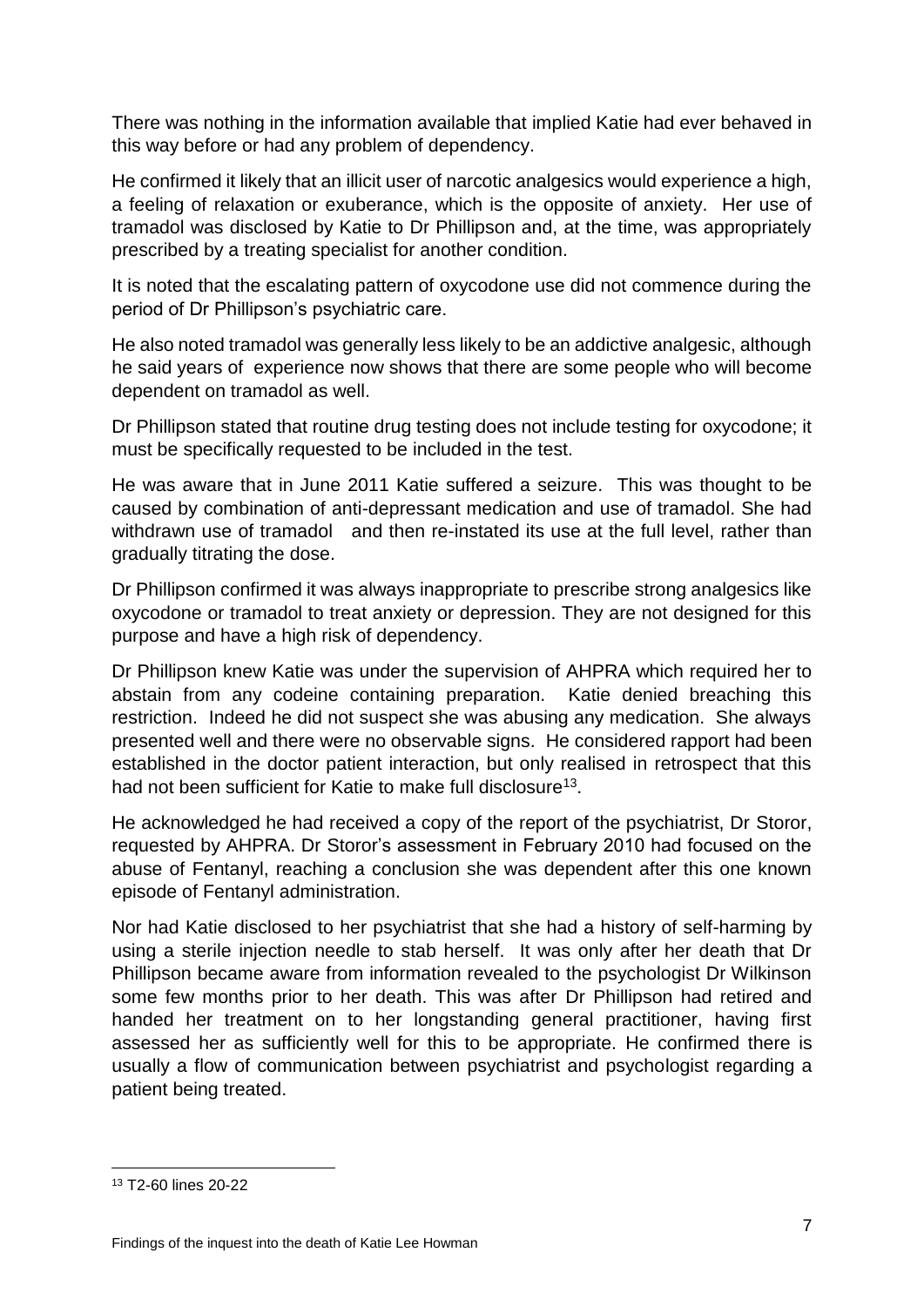There was nothing in the information available that implied Katie had ever behaved in this way before or had any problem of dependency.

He confirmed it likely that an illicit user of narcotic analgesics would experience a high, a feeling of relaxation or exuberance, which is the opposite of anxiety. Her use of tramadol was disclosed by Katie to Dr Phillipson and, at the time, was appropriately prescribed by a treating specialist for another condition.

It is noted that the escalating pattern of oxycodone use did not commence during the period of Dr Phillipson's psychiatric care.

He also noted tramadol was generally less likely to be an addictive analgesic, although he said years of experience now shows that there are some people who will become dependent on tramadol as well.

Dr Phillipson stated that routine drug testing does not include testing for oxycodone; it must be specifically requested to be included in the test.

He was aware that in June 2011 Katie suffered a seizure. This was thought to be caused by combination of anti-depressant medication and use of tramadol. She had withdrawn use of tramadol and then re-instated its use at the full level, rather than gradually titrating the dose.

Dr Phillipson confirmed it was always inappropriate to prescribe strong analgesics like oxycodone or tramadol to treat anxiety or depression. They are not designed for this purpose and have a high risk of dependency.

Dr Phillipson knew Katie was under the supervision of AHPRA which required her to abstain from any codeine containing preparation. Katie denied breaching this restriction. Indeed he did not suspect she was abusing any medication. She always presented well and there were no observable signs. He considered rapport had been established in the doctor patient interaction, but only realised in retrospect that this had not been sufficient for Katie to make full disclosure[13].

He acknowledged he had received a copy of the report of the psychiatrist, Dr Storor, requested by AHPRA. Dr Storor's assessment in February 2010 had focused on the abuse of Fentanyl, reaching a conclusion she was dependent after this one known episode of Fentanyl administration.

Nor had Katie disclosed to her psychiatrist that she had a history of self-harming by using a sterile injection needle to stab herself. It was only after her death that Dr Phillipson became aware from information revealed to the psychologist Dr Wilkinson some few months prior to her death. This was after Dr Phillipson had retired and handed her treatment on to her longstanding general practitioner, having first assessed her as sufficiently well for this to be appropriate. He confirmed there is usually a flow of communication between psychiatrist and psychologist regarding a patient being treated.

[13] T2-60 lines 20-22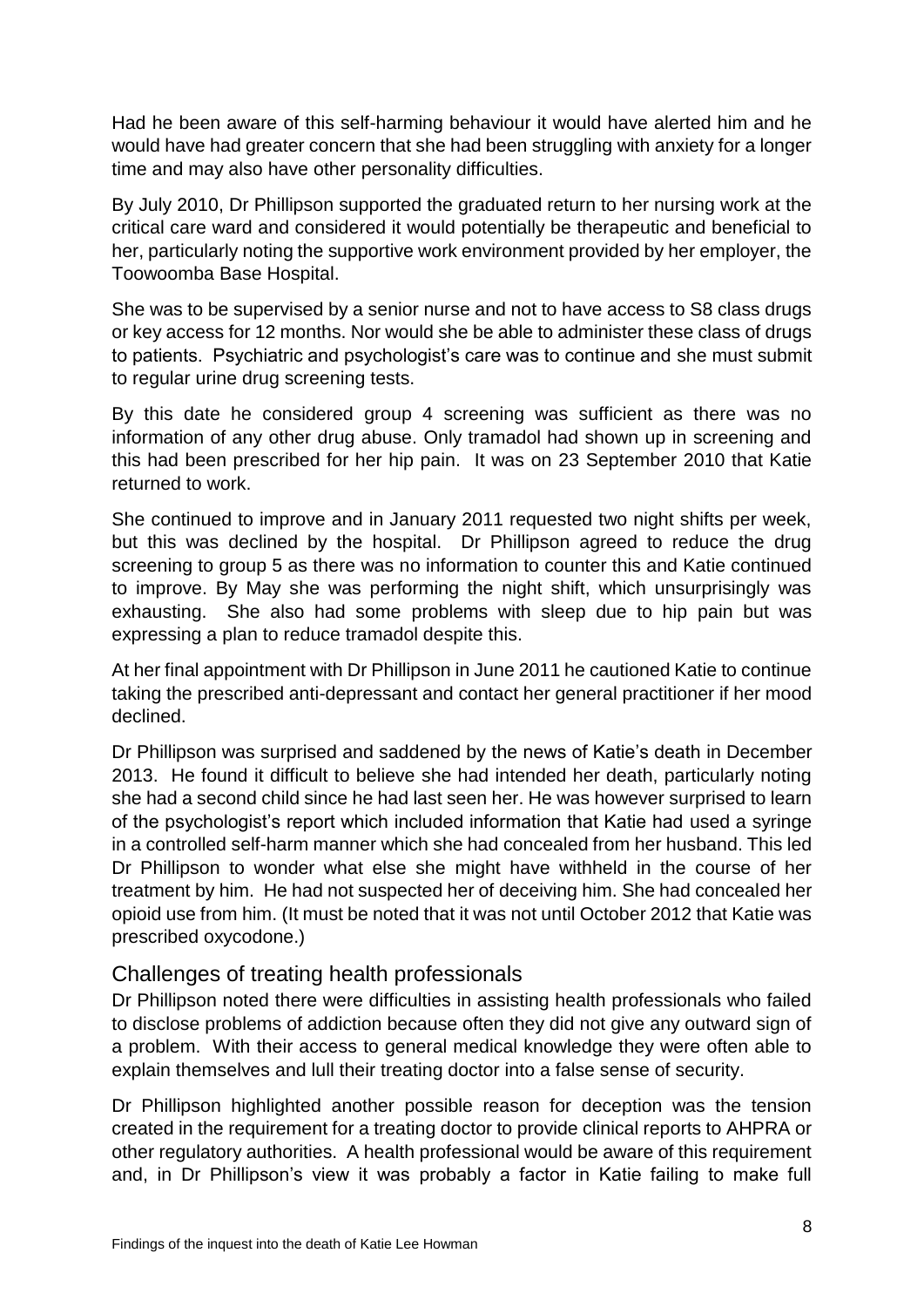Had he been aware of this self-harming behaviour it would have alerted him and he would have had greater concern that she had been struggling with anxiety for a longer time and may also have other personality difficulties.

By July 2010, Dr Phillipson supported the graduated return to her nursing work at the critical care ward and considered it would potentially be therapeutic and beneficial to her, particularly noting the supportive work environment provided by her employer, the Toowoomba Base Hospital.

She was to be supervised by a senior nurse and not to have access to S8 class drugs or key access for 12 months. Nor would she be able to administer these class of drugs to patients. Psychiatric and psychologist's care was to continue and she must submit to regular urine drug screening tests.

By this date he considered group 4 screening was sufficient as there was no information of any other drug abuse. Only tramadol had shown up in screening and this had been prescribed for her hip pain. It was on 23 September 2010 that Katie returned to work.

She continued to improve and in January 2011 requested two night shifts per week, but this was declined by the hospital. Dr Phillipson agreed to reduce the drug screening to group 5 as there was no information to counter this and Katie continued to improve. By May she was performing the night shift, which unsurprisingly was exhausting. She also had some problems with sleep due to hip pain but was expressing a plan to reduce tramadol despite this.

At her final appointment with Dr Phillipson in June 2011 he cautioned Katie to continue taking the prescribed anti-depressant and contact her general practitioner if her mood declined.

Dr Phillipson was surprised and saddened by the news of Katie's death in December 2013. He found it difficult to believe she had intended her death, particularly noting she had a second child since he had last seen her. He was however surprised to learn of the psychologist's report which included information that Katie had used a syringe in a controlled self-harm manner which she had concealed from her husband. This led Dr Phillipson to wonder what else she might have withheld in the course of her treatment by him. He had not suspected her of deceiving him. She had concealed her opioid use from him. (It must be noted that it was not until October 2012 that Katie was prescribed oxycodone.)

## Challenges of treating health professionals

Dr Phillipson noted there were difficulties in assisting health professionals who failed to disclose problems of addiction because often they did not give any outward sign of a problem. With their access to general medical knowledge they were often able to explain themselves and lull their treating doctor into a false sense of security.

Dr Phillipson highlighted another possible reason for deception was the tension created in the requirement for a treating doctor to provide clinical reports to AHPRA or other regulatory authorities. A health professional would be aware of this requirement and, in Dr Phillipson's view it was probably a factor in Katie failing to make full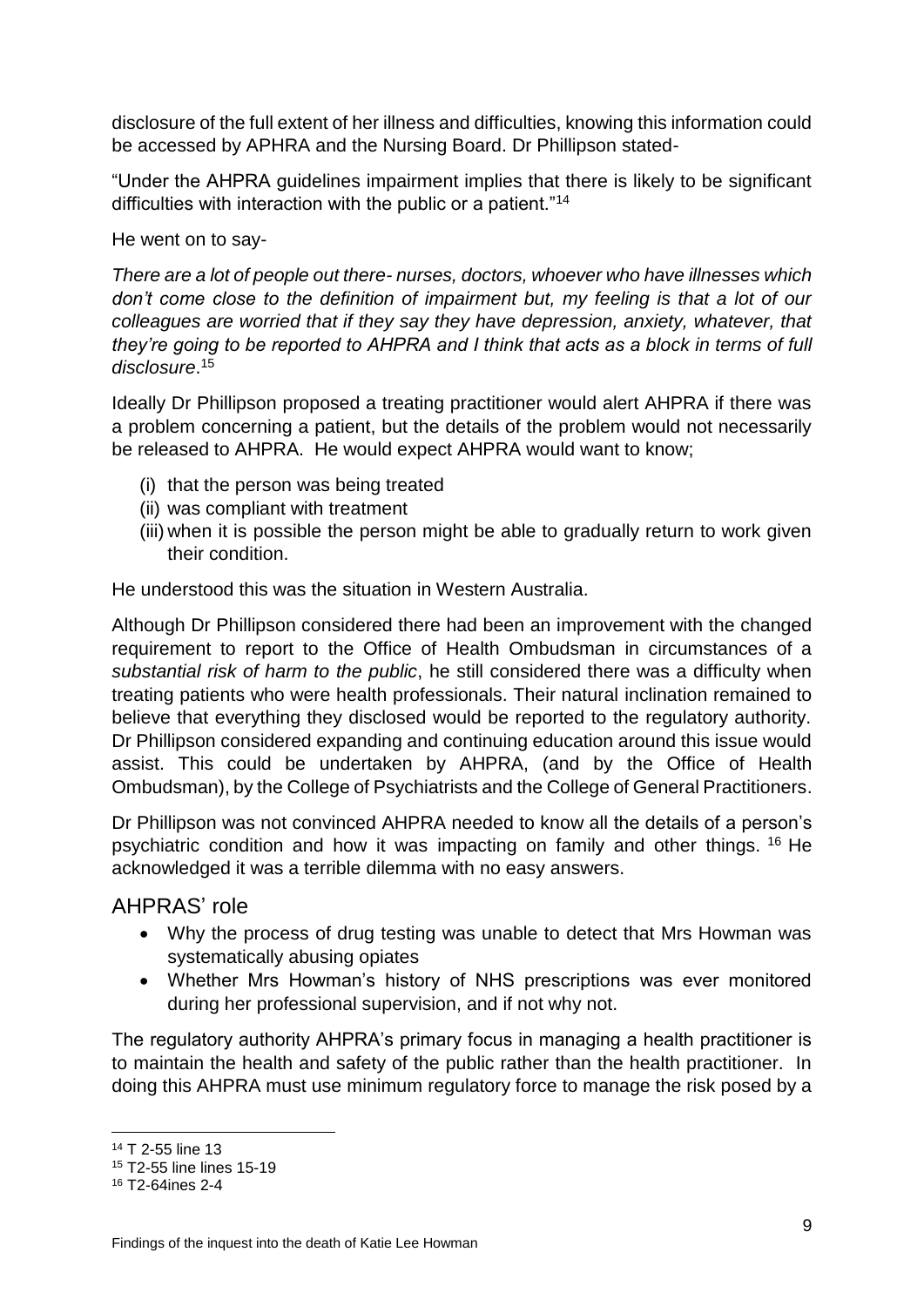disclosure of the full extent of her illness and difficulties, knowing this information could be accessed by APHRA and the Nursing Board. Dr Phillipson stated-

"Under the AHPRA guidelines impairment implies that there is likely to be significant difficulties with interaction with the public or a patient."[14]

He went on to say-

*There are a lot of people out there- nurses, doctors, whoever who have illnesses which don't come close to the definition of impairment but, my feeling is that a lot of our colleagues are worried that if they say they have depression, anxiety, whatever, that they're going to be reported to AHPRA and I think that acts as a block in terms of full disclosure*.[15]

Ideally Dr Phillipson proposed a treating practitioner would alert AHPRA if there was a problem concerning a patient, but the details of the problem would not necessarily be released to AHPRA. He would expect AHPRA would want to know;

(i) that the person was being treated
(ii) was compliant with treatment
(iii) when it is possible the person might be able to gradually return to work given their condition.

He understood this was the situation in Western Australia.

Although Dr Phillipson considered there had been an improvement with the changed requirement to report to the Office of Health Ombudsman in circumstances of a *substantial risk of harm to the public*, he still considered there was a difficulty when treating patients who were health professionals. Their natural inclination remained to believe that everything they disclosed would be reported to the regulatory authority. Dr Phillipson considered expanding and continuing education around this issue would assist. This could be undertaken by AHPRA, (and by the Office of Health Ombudsman), by the College of Psychiatrists and the College of General Practitioners.

Dr Phillipson was not convinced AHPRA needed to know all the details of a person's psychiatric condition and how it was impacting on family and other things. [16] He acknowledged it was a terrible dilemma with no easy answers.

## AHPRAS' role

- Why the process of drug testing was unable to detect that Mrs Howman was systematically abusing opiates
- Whether Mrs Howman's history of NHS prescriptions was ever monitored during her professional supervision, and if not why not.

The regulatory authority AHPRA's primary focus in managing a health practitioner is to maintain the health and safety of the public rather than the health practitioner. In doing this AHPRA must use minimum regulatory force to manage the risk posed by a

---

[14] T 2-55 line 13
[15] T2-55 line lines 15-19
[16] T2-64ines 2-4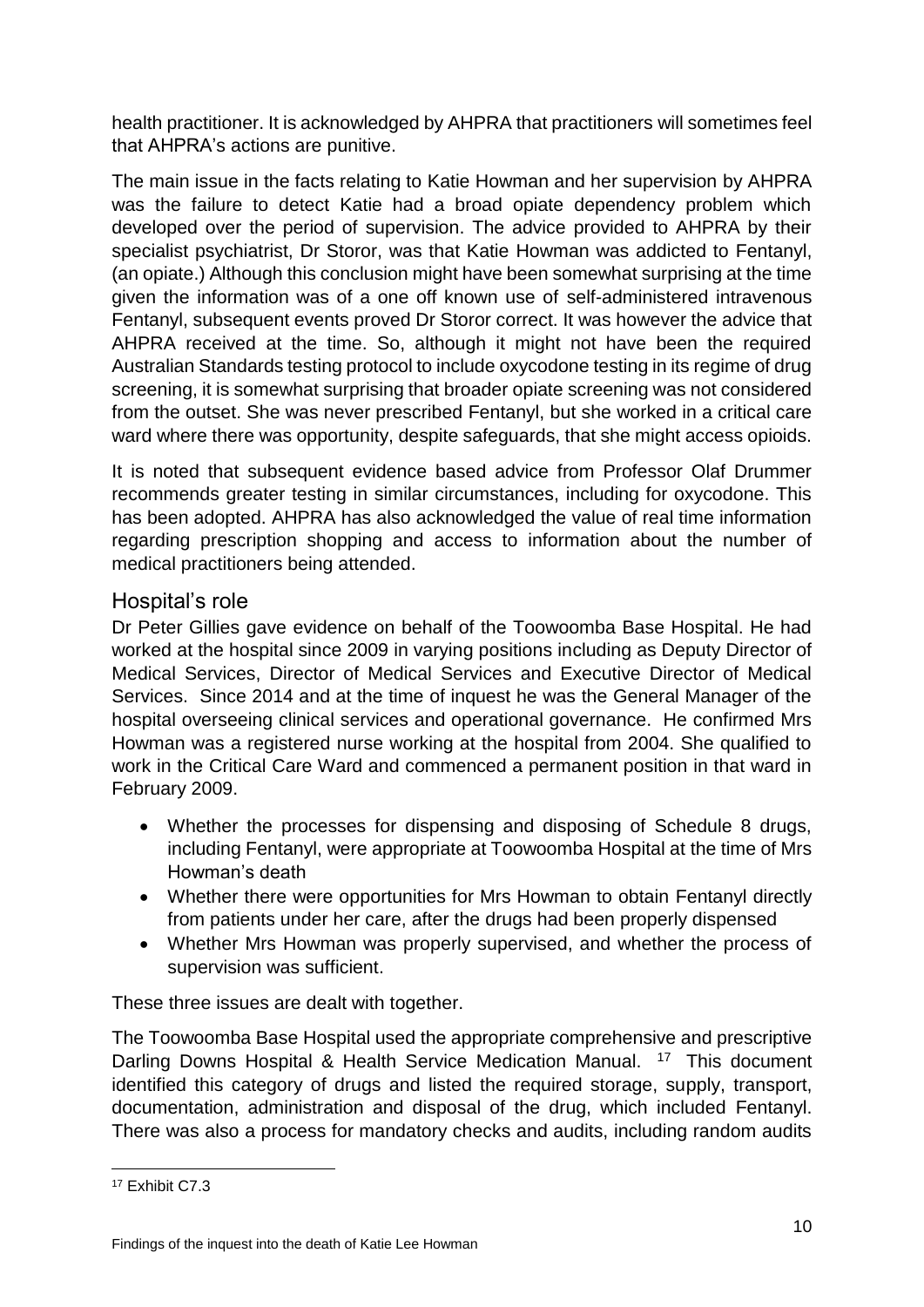health practitioner. It is acknowledged by AHPRA that practitioners will sometimes feel that AHPRA's actions are punitive.

The main issue in the facts relating to Katie Howman and her supervision by AHPRA was the failure to detect Katie had a broad opiate dependency problem which developed over the period of supervision. The advice provided to AHPRA by their specialist psychiatrist, Dr Storor, was that Katie Howman was addicted to Fentanyl, (an opiate.) Although this conclusion might have been somewhat surprising at the time given the information was of a one off known use of self-administered intravenous Fentanyl, subsequent events proved Dr Storor correct. It was however the advice that AHPRA received at the time. So, although it might not have been the required Australian Standards testing protocol to include oxycodone testing in its regime of drug screening, it is somewhat surprising that broader opiate screening was not considered from the outset. She was never prescribed Fentanyl, but she worked in a critical care ward where there was opportunity, despite safeguards, that she might access opioids.

It is noted that subsequent evidence based advice from Professor Olaf Drummer recommends greater testing in similar circumstances, including for oxycodone. This has been adopted. AHPRA has also acknowledged the value of real time information regarding prescription shopping and access to information about the number of medical practitioners being attended.

## Hospital's role

Dr Peter Gillies gave evidence on behalf of the Toowoomba Base Hospital. He had worked at the hospital since 2009 in varying positions including as Deputy Director of Medical Services, Director of Medical Services and Executive Director of Medical Services. Since 2014 and at the time of inquest he was the General Manager of the hospital overseeing clinical services and operational governance. He confirmed Mrs Howman was a registered nurse working at the hospital from 2004. She qualified to work in the Critical Care Ward and commenced a permanent position in that ward in February 2009.

- Whether the processes for dispensing and disposing of Schedule 8 drugs, including Fentanyl, were appropriate at Toowoomba Hospital at the time of Mrs Howman's death
- Whether there were opportunities for Mrs Howman to obtain Fentanyl directly from patients under her care, after the drugs had been properly dispensed
- Whether Mrs Howman was properly supervised, and whether the process of supervision was sufficient.

These three issues are dealt with together.

The Toowoomba Base Hospital used the appropriate comprehensive and prescriptive Darling Downs Hospital & Health Service Medication Manual. [17] This document identified this category of drugs and listed the required storage, supply, transport, documentation, administration and disposal of the drug, which included Fentanyl. There was also a process for mandatory checks and audits, including random audits

[17] Exhibit C7.3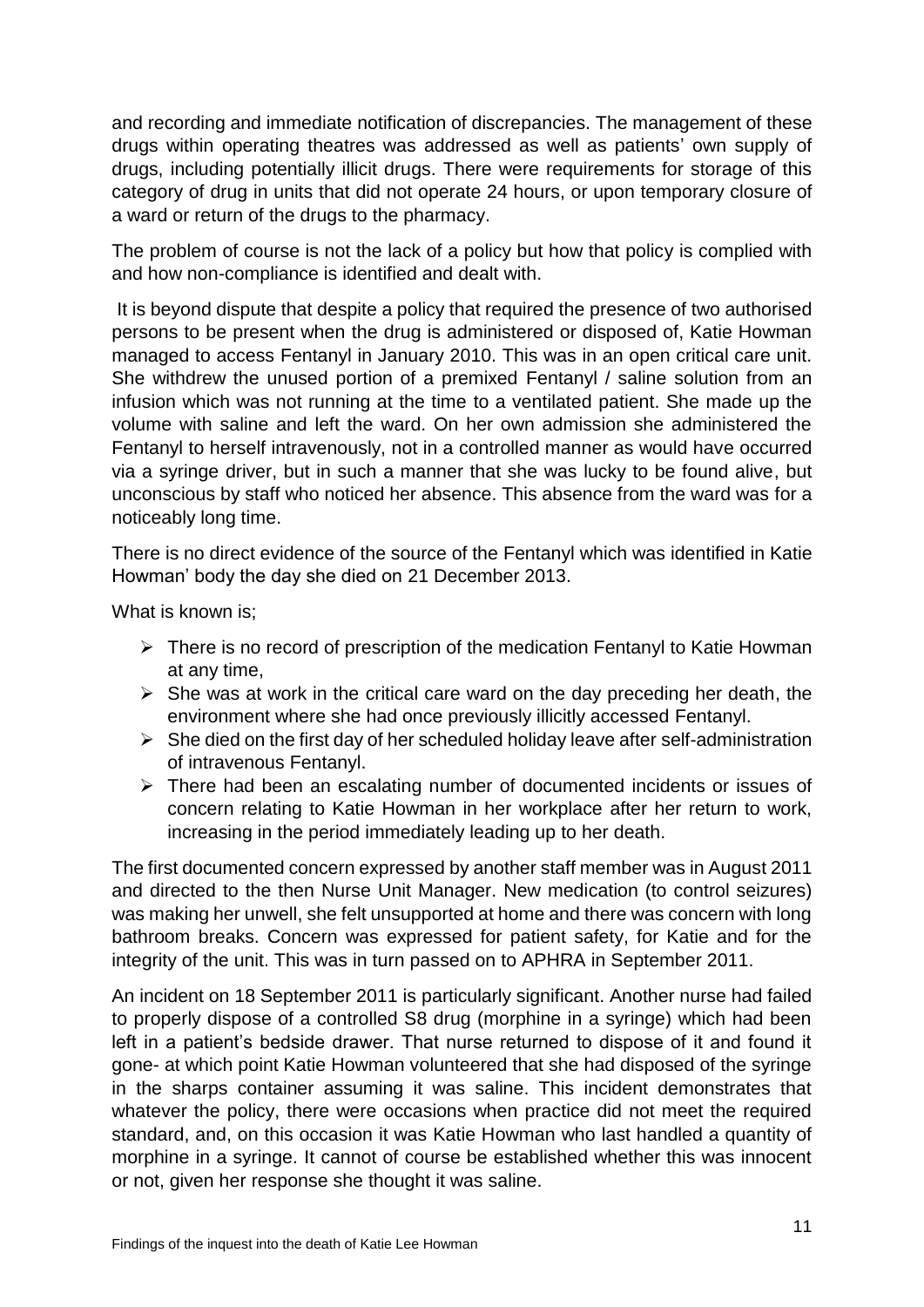and recording and immediate notification of discrepancies. The management of these drugs within operating theatres was addressed as well as patients' own supply of drugs, including potentially illicit drugs. There were requirements for storage of this category of drug in units that did not operate 24 hours, or upon temporary closure of a ward or return of the drugs to the pharmacy.

The problem of course is not the lack of a policy but how that policy is complied with and how non-compliance is identified and dealt with.

It is beyond dispute that despite a policy that required the presence of two authorised persons to be present when the drug is administered or disposed of, Katie Howman managed to access Fentanyl in January 2010. This was in an open critical care unit. She withdrew the unused portion of a premixed Fentanyl / saline solution from an infusion which was not running at the time to a ventilated patient. She made up the volume with saline and left the ward. On her own admission she administered the Fentanyl to herself intravenously, not in a controlled manner as would have occurred via a syringe driver, but in such a manner that she was lucky to be found alive, but unconscious by staff who noticed her absence. This absence from the ward was for a noticeably long time.

There is no direct evidence of the source of the Fentanyl which was identified in Katie Howman' body the day she died on 21 December 2013.

What is known is;

- There is no record of prescription of the medication Fentanyl to Katie Howman at any time,
- She was at work in the critical care ward on the day preceding her death, the environment where she had once previously illicitly accessed Fentanyl.
- She died on the first day of her scheduled holiday leave after self-administration of intravenous Fentanyl.
- There had been an escalating number of documented incidents or issues of concern relating to Katie Howman in her workplace after her return to work, increasing in the period immediately leading up to her death.

The first documented concern expressed by another staff member was in August 2011 and directed to the then Nurse Unit Manager. New medication (to control seizures) was making her unwell, she felt unsupported at home and there was concern with long bathroom breaks. Concern was expressed for patient safety, for Katie and for the integrity of the unit. This was in turn passed on to APHRA in September 2011.

An incident on 18 September 2011 is particularly significant. Another nurse had failed to properly dispose of a controlled S8 drug (morphine in a syringe) which had been left in a patient's bedside drawer. That nurse returned to dispose of it and found it gone- at which point Katie Howman volunteered that she had disposed of the syringe in the sharps container assuming it was saline. This incident demonstrates that whatever the policy, there were occasions when practice did not meet the required standard, and, on this occasion it was Katie Howman who last handled a quantity of morphine in a syringe. It cannot of course be established whether this was innocent or not, given her response she thought it was saline.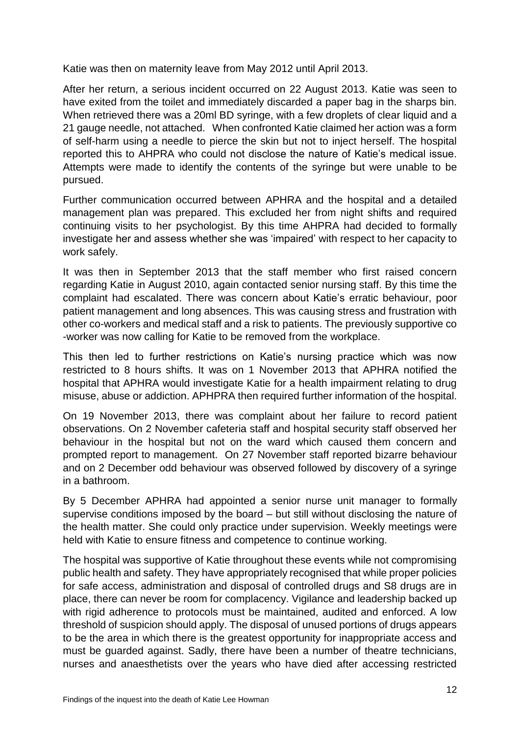Katie was then on maternity leave from May 2012 until April 2013.

After her return, a serious incident occurred on 22 August 2013. Katie was seen to have exited from the toilet and immediately discarded a paper bag in the sharps bin. When retrieved there was a 20ml BD syringe, with a few droplets of clear liquid and a 21 gauge needle, not attached. When confronted Katie claimed her action was a form of self-harm using a needle to pierce the skin but not to inject herself. The hospital reported this to AHPRA who could not disclose the nature of Katie's medical issue. Attempts were made to identify the contents of the syringe but were unable to be pursued.

Further communication occurred between APHRA and the hospital and a detailed management plan was prepared. This excluded her from night shifts and required continuing visits to her psychologist. By this time AHPRA had decided to formally investigate her and assess whether she was 'impaired' with respect to her capacity to work safely.

It was then in September 2013 that the staff member who first raised concern regarding Katie in August 2010, again contacted senior nursing staff. By this time the complaint had escalated. There was concern about Katie's erratic behaviour, poor patient management and long absences. This was causing stress and frustration with other co-workers and medical staff and a risk to patients. The previously supportive co -worker was now calling for Katie to be removed from the workplace.

This then led to further restrictions on Katie's nursing practice which was now restricted to 8 hours shifts. It was on 1 November 2013 that APHRA notified the hospital that APHRA would investigate Katie for a health impairment relating to drug misuse, abuse or addiction. APHPRA then required further information of the hospital.

On 19 November 2013, there was complaint about her failure to record patient observations. On 2 November cafeteria staff and hospital security staff observed her behaviour in the hospital but not on the ward which caused them concern and prompted report to management. On 27 November staff reported bizarre behaviour and on 2 December odd behaviour was observed followed by discovery of a syringe in a bathroom.

By 5 December APHRA had appointed a senior nurse unit manager to formally supervise conditions imposed by the board – but still without disclosing the nature of the health matter. She could only practice under supervision. Weekly meetings were held with Katie to ensure fitness and competence to continue working.

The hospital was supportive of Katie throughout these events while not compromising public health and safety. They have appropriately recognised that while proper policies for safe access, administration and disposal of controlled drugs and S8 drugs are in place, there can never be room for complacency. Vigilance and leadership backed up with rigid adherence to protocols must be maintained, audited and enforced. A low threshold of suspicion should apply. The disposal of unused portions of drugs appears to be the area in which there is the greatest opportunity for inappropriate access and must be guarded against. Sadly, there have been a number of theatre technicians, nurses and anaesthetists over the years who have died after accessing restricted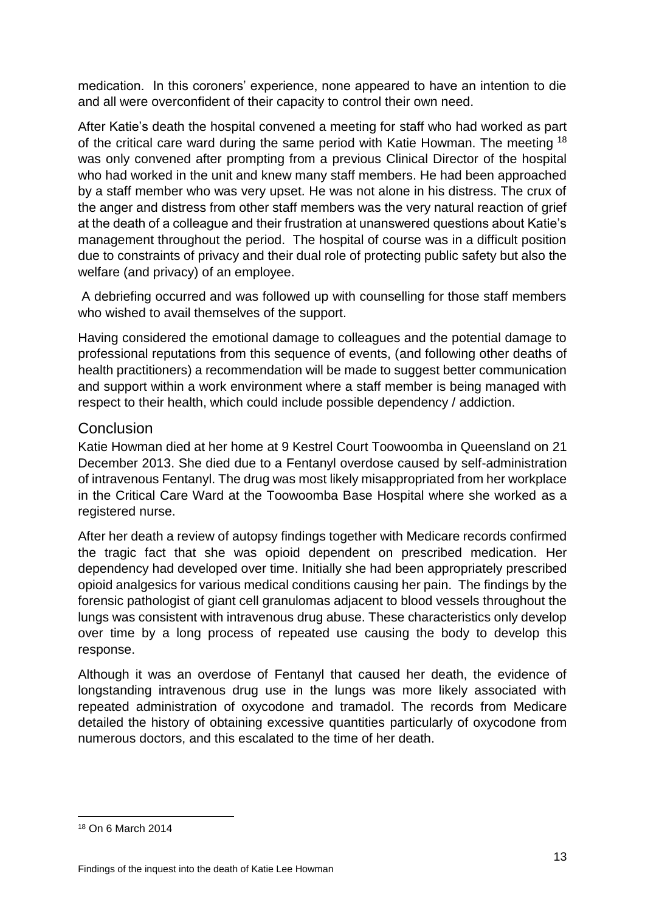medication. In this coroners' experience, none appeared to have an intention to die and all were overconfident of their capacity to control their own need.

After Katie's death the hospital convened a meeting for staff who had worked as part of the critical care ward during the same period with Katie Howman. The meeting [18] was only convened after prompting from a previous Clinical Director of the hospital who had worked in the unit and knew many staff members. He had been approached by a staff member who was very upset. He was not alone in his distress. The crux of the anger and distress from other staff members was the very natural reaction of grief at the death of a colleague and their frustration at unanswered questions about Katie's management throughout the period. The hospital of course was in a difficult position due to constraints of privacy and their dual role of protecting public safety but also the welfare (and privacy) of an employee.

A debriefing occurred and was followed up with counselling for those staff members who wished to avail themselves of the support.

Having considered the emotional damage to colleagues and the potential damage to professional reputations from this sequence of events, (and following other deaths of health practitioners) a recommendation will be made to suggest better communication and support within a work environment where a staff member is being managed with respect to their health, which could include possible dependency / addiction.

## Conclusion

Katie Howman died at her home at 9 Kestrel Court Toowoomba in Queensland on 21 December 2013. She died due to a Fentanyl overdose caused by self-administration of intravenous Fentanyl. The drug was most likely misappropriated from her workplace in the Critical Care Ward at the Toowoomba Base Hospital where she worked as a registered nurse.

After her death a review of autopsy findings together with Medicare records confirmed the tragic fact that she was opioid dependent on prescribed medication. Her dependency had developed over time. Initially she had been appropriately prescribed opioid analgesics for various medical conditions causing her pain. The findings by the forensic pathologist of giant cell granulomas adjacent to blood vessels throughout the lungs was consistent with intravenous drug abuse. These characteristics only develop over time by a long process of repeated use causing the body to develop this response.

Although it was an overdose of Fentanyl that caused her death, the evidence of longstanding intravenous drug use in the lungs was more likely associated with repeated administration of oxycodone and tramadol. The records from Medicare detailed the history of obtaining excessive quantities particularly of oxycodone from numerous doctors, and this escalated to the time of her death.

---

[18] On 6 March 2014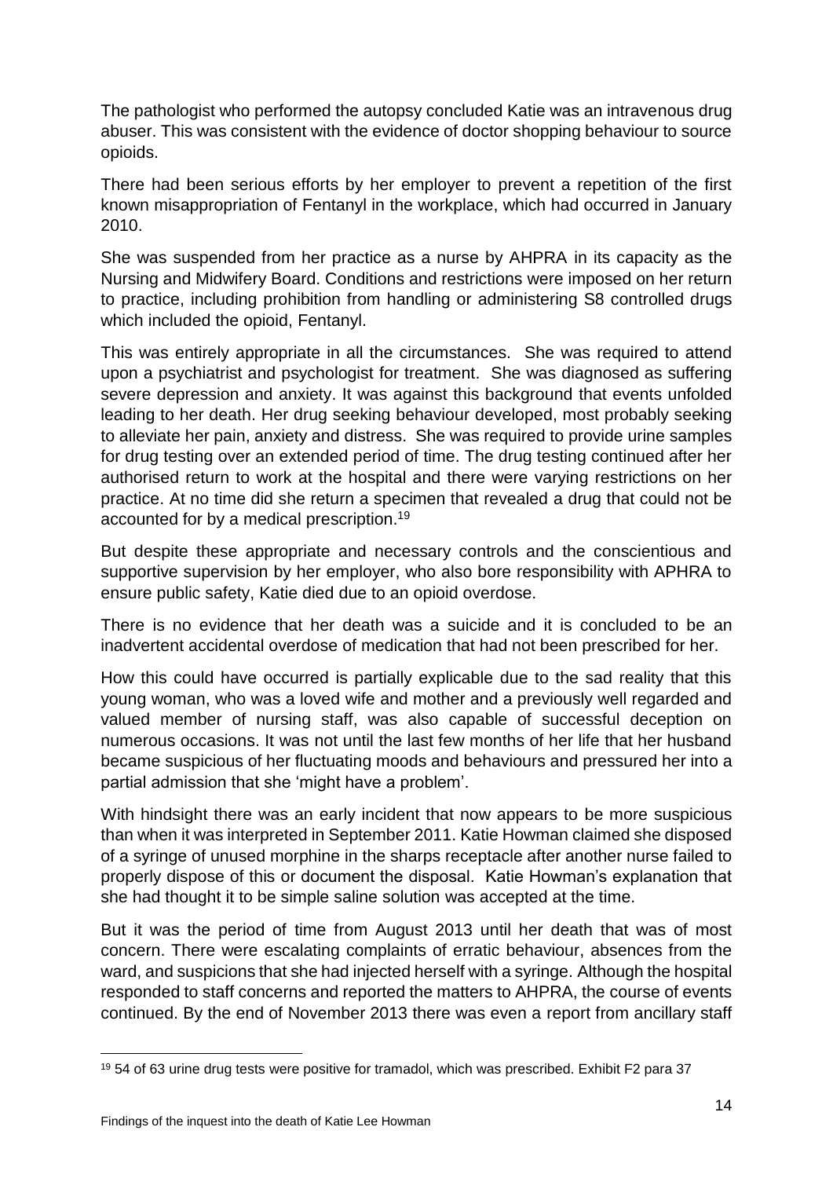The pathologist who performed the autopsy concluded Katie was an intravenous drug abuser. This was consistent with the evidence of doctor shopping behaviour to source opioids.

There had been serious efforts by her employer to prevent a repetition of the first known misappropriation of Fentanyl in the workplace, which had occurred in January 2010.

She was suspended from her practice as a nurse by AHPRA in its capacity as the Nursing and Midwifery Board. Conditions and restrictions were imposed on her return to practice, including prohibition from handling or administering S8 controlled drugs which included the opioid, Fentanyl.

This was entirely appropriate in all the circumstances. She was required to attend upon a psychiatrist and psychologist for treatment. She was diagnosed as suffering severe depression and anxiety. It was against this background that events unfolded leading to her death. Her drug seeking behaviour developed, most probably seeking to alleviate her pain, anxiety and distress. She was required to provide urine samples for drug testing over an extended period of time. The drug testing continued after her authorised return to work at the hospital and there were varying restrictions on her practice. At no time did she return a specimen that revealed a drug that could not be accounted for by a medical prescription.[19]

But despite these appropriate and necessary controls and the conscientious and supportive supervision by her employer, who also bore responsibility with APHRA to ensure public safety, Katie died due to an opioid overdose.

There is no evidence that her death was a suicide and it is concluded to be an inadvertent accidental overdose of medication that had not been prescribed for her.

How this could have occurred is partially explicable due to the sad reality that this young woman, who was a loved wife and mother and a previously well regarded and valued member of nursing staff, was also capable of successful deception on numerous occasions. It was not until the last few months of her life that her husband became suspicious of her fluctuating moods and behaviours and pressured her into a partial admission that she 'might have a problem'.

With hindsight there was an early incident that now appears to be more suspicious than when it was interpreted in September 2011. Katie Howman claimed she disposed of a syringe of unused morphine in the sharps receptacle after another nurse failed to properly dispose of this or document the disposal. Katie Howman's explanation that she had thought it to be simple saline solution was accepted at the time.

But it was the period of time from August 2013 until her death that was of most concern. There were escalating complaints of erratic behaviour, absences from the ward, and suspicions that she had injected herself with a syringe. Although the hospital responded to staff concerns and reported the matters to AHPRA, the course of events continued. By the end of November 2013 there was even a report from ancillary staff

---

[19] 54 of 63 urine drug tests were positive for tramadol, which was prescribed. Exhibit F2 para 37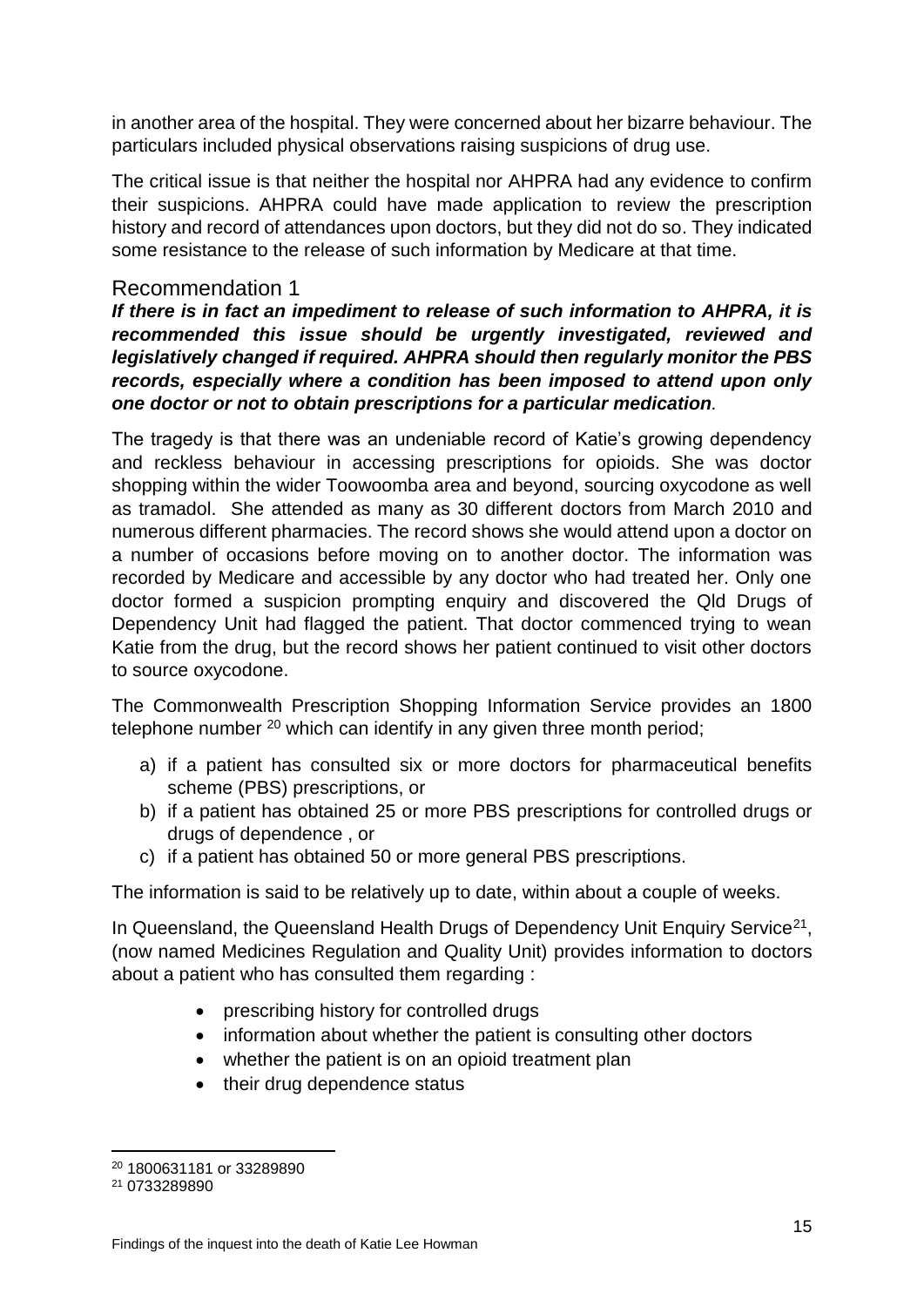in another area of the hospital. They were concerned about her bizarre behaviour. The particulars included physical observations raising suspicions of drug use.

The critical issue is that neither the hospital nor AHPRA had any evidence to confirm their suspicions. AHPRA could have made application to review the prescription history and record of attendances upon doctors, but they did not do so. They indicated some resistance to the release of such information by Medicare at that time.

## Recommendation 1

***If there is in fact an impediment to release of such information to AHPRA, it is recommended this issue should be urgently investigated, reviewed and legislatively changed if required. AHPRA should then regularly monitor the PBS records, especially where a condition has been imposed to attend upon only one doctor or not to obtain prescriptions for a particular medication.***

The tragedy is that there was an undeniable record of Katie's growing dependency and reckless behaviour in accessing prescriptions for opioids. She was doctor shopping within the wider Toowoomba area and beyond, sourcing oxycodone as well as tramadol. She attended as many as 30 different doctors from March 2010 and numerous different pharmacies. The record shows she would attend upon a doctor on a number of occasions before moving on to another doctor. The information was recorded by Medicare and accessible by any doctor who had treated her. Only one doctor formed a suspicion prompting enquiry and discovered the Qld Drugs of Dependency Unit had flagged the patient. That doctor commenced trying to wean Katie from the drug, but the record shows her patient continued to visit other doctors to source oxycodone.

The Commonwealth Prescription Shopping Information Service provides an 1800 telephone number [20] which can identify in any given three month period;

a) if a patient has consulted six or more doctors for pharmaceutical benefits scheme (PBS) prescriptions, or
b) if a patient has obtained 25 or more PBS prescriptions for controlled drugs or drugs of dependence , or
c) if a patient has obtained 50 or more general PBS prescriptions.

The information is said to be relatively up to date, within about a couple of weeks.

In Queensland, the Queensland Health Drugs of Dependency Unit Enquiry Service[21], (now named Medicines Regulation and Quality Unit) provides information to doctors about a patient who has consulted them regarding :

- prescribing history for controlled drugs
- information about whether the patient is consulting other doctors
- whether the patient is on an opioid treatment plan
- their drug dependence status

---

[20] 1800631181 or 33289890

[21] 0733289890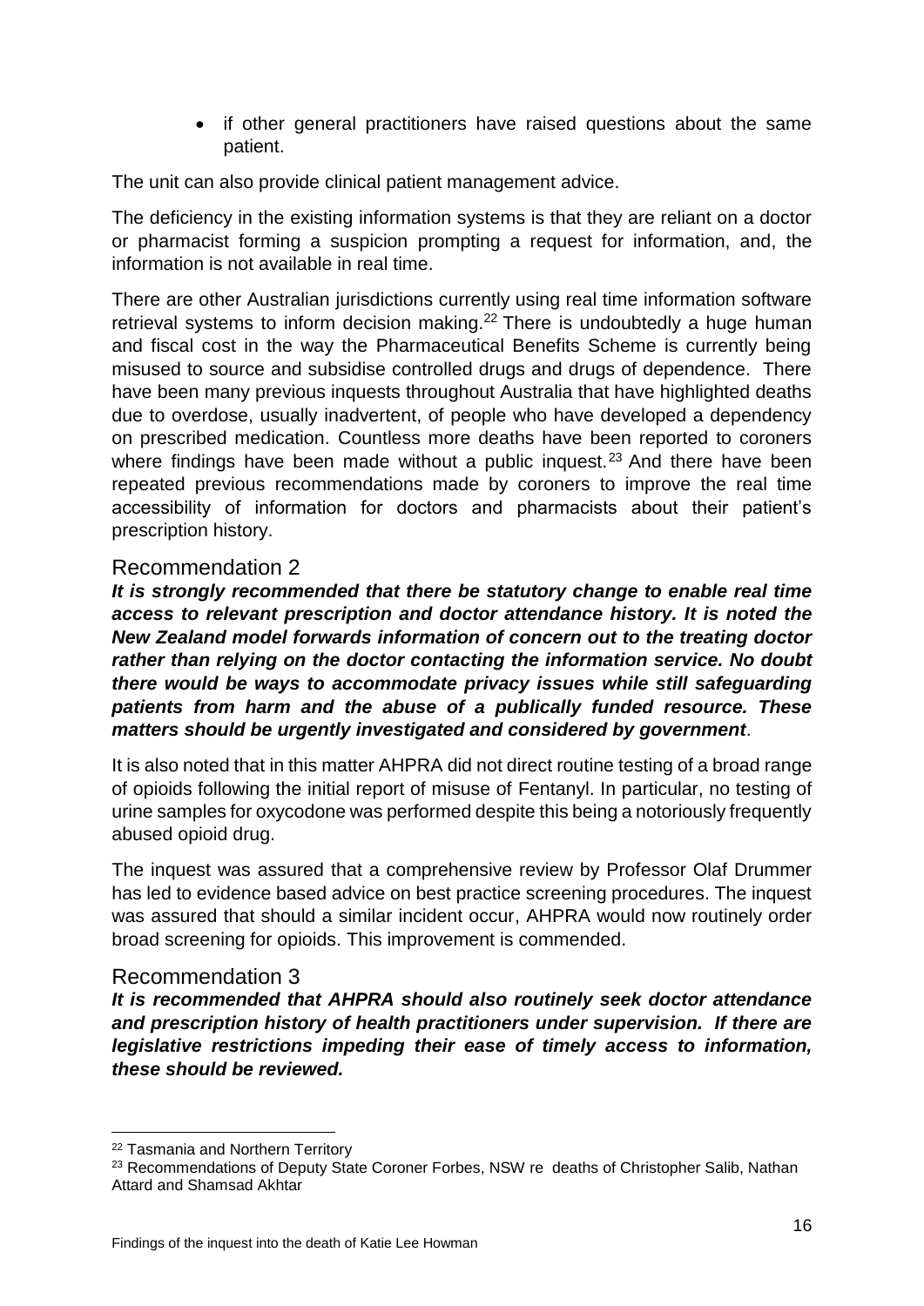- if other general practitioners have raised questions about the same patient.

The unit can also provide clinical patient management advice.

The deficiency in the existing information systems is that they are reliant on a doctor or pharmacist forming a suspicion prompting a request for information, and, the information is not available in real time.

There are other Australian jurisdictions currently using real time information software retrieval systems to inform decision making.[22] There is undoubtedly a huge human and fiscal cost in the way the Pharmaceutical Benefits Scheme is currently being misused to source and subsidise controlled drugs and drugs of dependence. There have been many previous inquests throughout Australia that have highlighted deaths due to overdose, usually inadvertent, of people who have developed a dependency on prescribed medication. Countless more deaths have been reported to coroners where findings have been made without a public inquest.[23] And there have been repeated previous recommendations made by coroners to improve the real time accessibility of information for doctors and pharmacists about their patient's prescription history.

## Recommendation 2

***It is strongly recommended that there be statutory change to enable real time access to relevant prescription and doctor attendance history. It is noted the New Zealand model forwards information of concern out to the treating doctor rather than relying on the doctor contacting the information service. No doubt there would be ways to accommodate privacy issues while still safeguarding patients from harm and the abuse of a publically funded resource. These matters should be urgently investigated and considered by government***.

It is also noted that in this matter AHPRA did not direct routine testing of a broad range of opioids following the initial report of misuse of Fentanyl. In particular, no testing of urine samples for oxycodone was performed despite this being a notoriously frequently abused opioid drug.

The inquest was assured that a comprehensive review by Professor Olaf Drummer has led to evidence based advice on best practice screening procedures. The inquest was assured that should a similar incident occur, AHPRA would now routinely order broad screening for opioids. This improvement is commended.

## Recommendation 3

***It is recommended that AHPRA should also routinely seek doctor attendance and prescription history of health practitioners under supervision. If there are legislative restrictions impeding their ease of timely access to information, these should be reviewed.***

---

[22] Tasmania and Northern Territory

[23] Recommendations of Deputy State Coroner Forbes, NSW re deaths of Christopher Salib, Nathan Attard and Shamsad Akhtar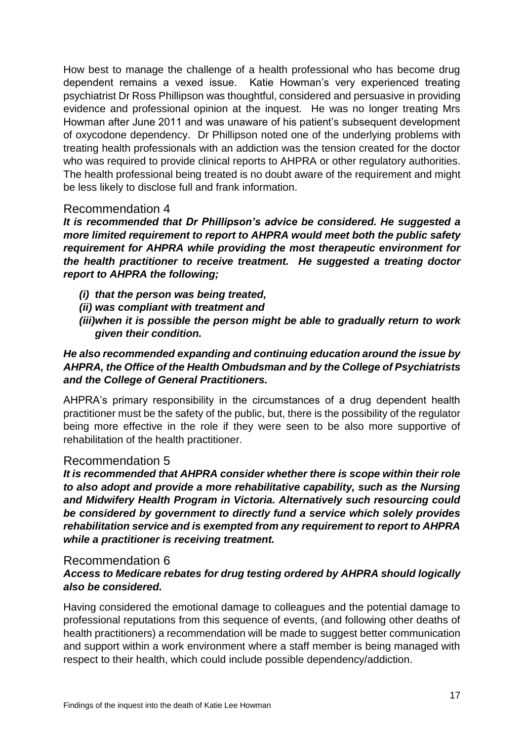How best to manage the challenge of a health professional who has become drug dependent remains a vexed issue. Katie Howman's very experienced treating psychiatrist Dr Ross Phillipson was thoughtful, considered and persuasive in providing evidence and professional opinion at the inquest. He was no longer treating Mrs Howman after June 2011 and was unaware of his patient's subsequent development of oxycodone dependency. Dr Phillipson noted one of the underlying problems with treating health professionals with an addiction was the tension created for the doctor who was required to provide clinical reports to AHPRA or other regulatory authorities. The health professional being treated is no doubt aware of the requirement and might be less likely to disclose full and frank information.

## Recommendation 4

***It is recommended that Dr Phillipson's advice be considered. He suggested a more limited requirement to report to AHPRA would meet both the public safety requirement for AHPRA while providing the most therapeutic environment for the health practitioner to receive treatment. He suggested a treating doctor report to AHPRA the following;***

- ***(i) that the person was being treated,***
- ***(ii) was compliant with treatment and***
- ***(iii)when it is possible the person might be able to gradually return to work given their condition.***

***He also recommended expanding and continuing education around the issue by AHPRA, the Office of the Health Ombudsman and by the College of Psychiatrists and the College of General Practitioners.***

AHPRA's primary responsibility in the circumstances of a drug dependent health practitioner must be the safety of the public, but, there is the possibility of the regulator being more effective in the role if they were seen to be also more supportive of rehabilitation of the health practitioner.

## Recommendation 5

***It is recommended that AHPRA consider whether there is scope within their role to also adopt and provide a more rehabilitative capability, such as the Nursing and Midwifery Health Program in Victoria. Alternatively such resourcing could be considered by government to directly fund a service which solely provides rehabilitation service and is exempted from any requirement to report to AHPRA while a practitioner is receiving treatment.***

## Recommendation 6

***Access to Medicare rebates for drug testing ordered by AHPRA should logically also be considered.***

Having considered the emotional damage to colleagues and the potential damage to professional reputations from this sequence of events, (and following other deaths of health practitioners) a recommendation will be made to suggest better communication and support within a work environment where a staff member is being managed with respect to their health, which could include possible dependency/addiction.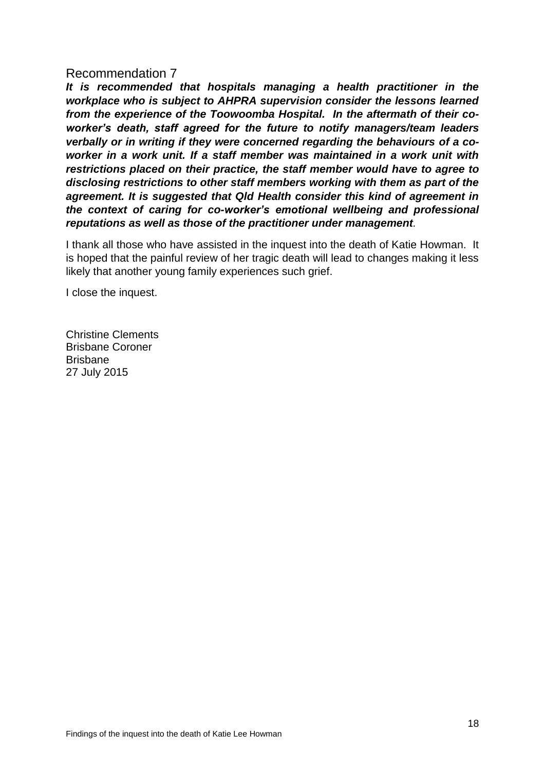## Recommendation 7

***It is recommended that hospitals managing a health practitioner in the workplace who is subject to AHPRA supervision consider the lessons learned from the experience of the Toowoomba Hospital. In the aftermath of their co-worker's death, staff agreed for the future to notify managers/team leaders verbally or in writing if they were concerned regarding the behaviours of a co-worker in a work unit. If a staff member was maintained in a work unit with restrictions placed on their practice, the staff member would have to agree to disclosing restrictions to other staff members working with them as part of the agreement. It is suggested that Qld Health consider this kind of agreement in the context of caring for co-worker's emotional wellbeing and professional reputations as well as those of the practitioner under management*.**

I thank all those who have assisted in the inquest into the death of Katie Howman. It is hoped that the painful review of her tragic death will lead to changes making it less likely that another young family experiences such grief.

I close the inquest.

Christine Clements
Brisbane Coroner
Brisbane
27 July 2015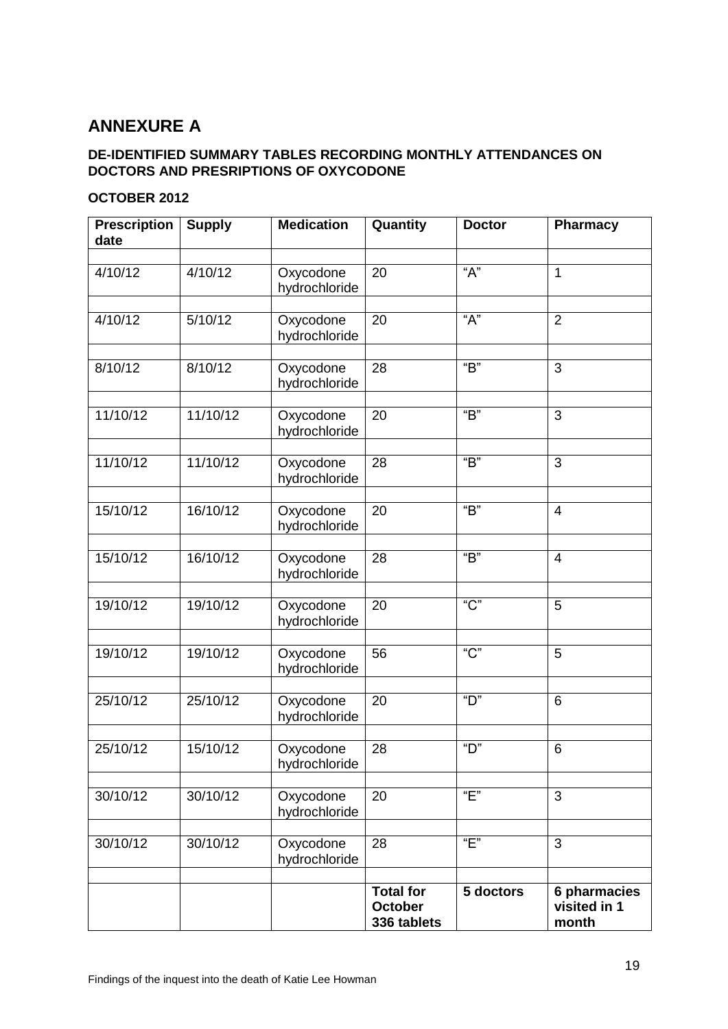## ANNEXURE A

**DE-IDENTIFIED SUMMARY TABLES RECORDING MONTHLY ATTENDANCES ON DOCTORS AND PRESRIPTIONS OF OXYCODONE**

**OCTOBER 2012**

| Prescription date | Supply | Medication | Quantity | Doctor | Pharmacy |
|---|---|---|---|---|---|
| 4/10/12 | 4/10/12 | Oxycodone hydrochloride | 20 | "A" | 1 |
| 4/10/12 | 5/10/12 | Oxycodone hydrochloride | 20 | "A" | 2 |
| 8/10/12 | 8/10/12 | Oxycodone hydrochloride | 28 | "B" | 3 |
| 11/10/12 | 11/10/12 | Oxycodone hydrochloride | 20 | "B" | 3 |
| 11/10/12 | 11/10/12 | Oxycodone hydrochloride | 28 | "B" | 3 |
| 15/10/12 | 16/10/12 | Oxycodone hydrochloride | 20 | "B" | 4 |
| 15/10/12 | 16/10/12 | Oxycodone hydrochloride | 28 | "B" | 4 |
| 19/10/12 | 19/10/12 | Oxycodone hydrochloride | 20 | "C" | 5 |
| 19/10/12 | 19/10/12 | Oxycodone hydrochloride | 56 | "C" | 5 |
| 25/10/12 | 25/10/12 | Oxycodone hydrochloride | 20 | "D" | 6 |
| 25/10/12 | 15/10/12 | Oxycodone hydrochloride | 28 | "D" | 6 |
| 30/10/12 | 30/10/12 | Oxycodone hydrochloride | 20 | "E" | 3 |
| 30/10/12 | 30/10/12 | Oxycodone hydrochloride | 28 | "E" | 3 |
| | | | **Total for October 336 tablets** | **5 doctors** | **6 pharmacies visited in 1 month** |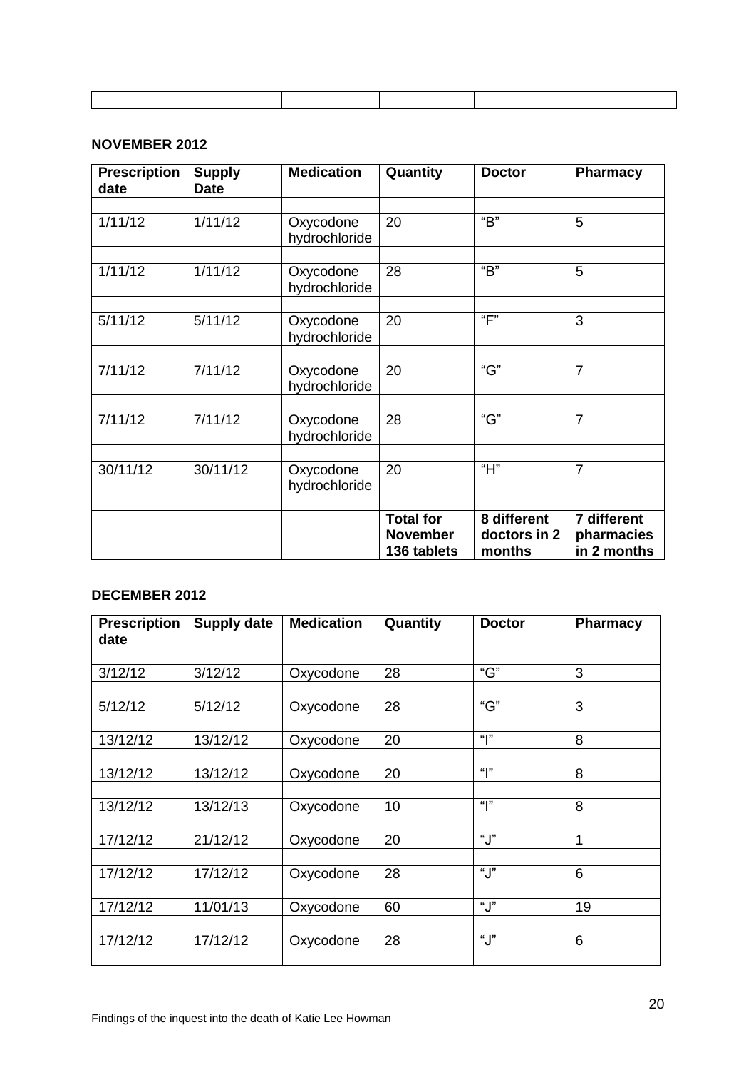| | | | | | |
|---|---|---|---|---|---|
| | | | | | |

**NOVEMBER 2012**

| Prescription date | Supply Date | Medication | Quantity | Doctor | Pharmacy |
|---|---|---|---|---|---|
| | | | | | |
| 1/11/12 | 1/11/12 | Oxycodone hydrochloride | 20 | "B" | 5 |
| | | | | | |
| 1/11/12 | 1/11/12 | Oxycodone hydrochloride | 28 | "B" | 5 |
| | | | | | |
| 5/11/12 | 5/11/12 | Oxycodone hydrochloride | 20 | "F" | 3 |
| | | | | | |
| 7/11/12 | 7/11/12 | Oxycodone hydrochloride | 20 | "G" | 7 |
| | | | | | |
| 7/11/12 | 7/11/12 | Oxycodone hydrochloride | 28 | "G" | 7 |
| | | | | | |
| 30/11/12 | 30/11/12 | Oxycodone hydrochloride | 20 | "H" | 7 |
| | | | | | |
| | | | **Total for November 136 tablets** | **8 different doctors in 2 months** | **7 different pharmacies in 2 months** |

**DECEMBER 2012**

| Prescription date | Supply date | Medication | Quantity | Doctor | Pharmacy |
|---|---|---|---|---|---|
| | | | | | |
| 3/12/12 | 3/12/12 | Oxycodone | 28 | "G" | 3 |
| | | | | | |
| 5/12/12 | 5/12/12 | Oxycodone | 28 | "G" | 3 |
| | | | | | |
| 13/12/12 | 13/12/12 | Oxycodone | 20 | "I" | 8 |
| | | | | | |
| 13/12/12 | 13/12/12 | Oxycodone | 20 | "I" | 8 |
| | | | | | |
| 13/12/12 | 13/12/13 | Oxycodone | 10 | "I" | 8 |
| | | | | | |
| 17/12/12 | 21/12/12 | Oxycodone | 20 | "J" | 1 |
| | | | | | |
| 17/12/12 | 17/12/12 | Oxycodone | 28 | "J" | 6 |
| | | | | | |
| 17/12/12 | 11/01/13 | Oxycodone | 60 | "J" | 19 |
| | | | | | |
| 17/12/12 | 17/12/12 | Oxycodone | 28 | "J" | 6 |
| | | | | | |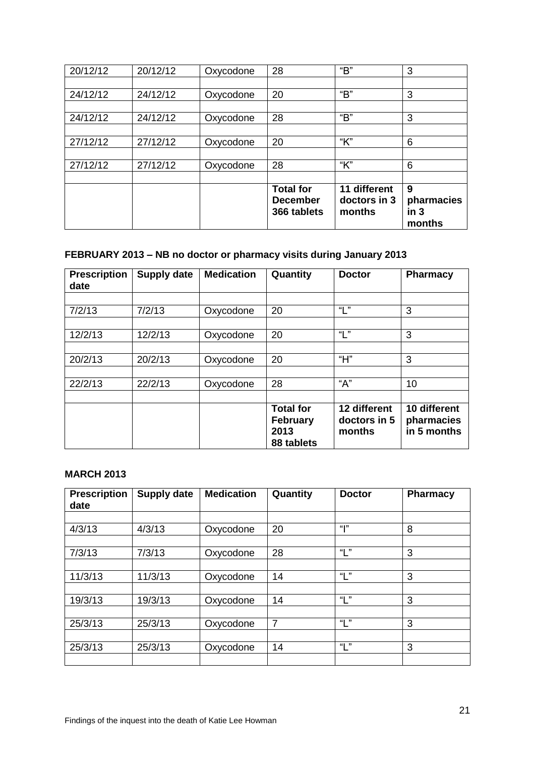| | | | | | |
|---|---|---|---|---|---|
| 20/12/12 | 20/12/12 | Oxycodone | 28 | "B" | 3 |
| | | | | | |
| 24/12/12 | 24/12/12 | Oxycodone | 20 | "B" | 3 |
| | | | | | |
| 24/12/12 | 24/12/12 | Oxycodone | 28 | "B" | 3 |
| | | | | | |
| 27/12/12 | 27/12/12 | Oxycodone | 20 | "K" | 6 |
| | | | | | |
| 27/12/12 | 27/12/12 | Oxycodone | 28 | "K" | 6 |
| | | | | | |
| | | | **Total for December 366 tablets** | **11 different doctors in 3 months** | **9 pharmacies in 3 months** |

**FEBRUARY 2013 – NB no doctor or pharmacy visits during January 2013**

| Prescription date | Supply date | Medication | Quantity | Doctor | Pharmacy |
|---|---|---|---|---|---|
| | | | | | |
| 7/2/13 | 7/2/13 | Oxycodone | 20 | "L" | 3 |
| | | | | | |
| 12/2/13 | 12/2/13 | Oxycodone | 20 | "L" | 3 |
| | | | | | |
| 20/2/13 | 20/2/13 | Oxycodone | 20 | "H" | 3 |
| | | | | | |
| 22/2/13 | 22/2/13 | Oxycodone | 28 | "A" | 10 |
| | | | | | |
| | | | **Total for February 2013 88 tablets** | **12 different doctors in 5 months** | **10 different pharmacies in 5 months** |

**MARCH 2013**

| Prescription date | Supply date | Medication | Quantity | Doctor | Pharmacy |
|---|---|---|---|---|---|
| | | | | | |
| 4/3/13 | 4/3/13 | Oxycodone | 20 | "I" | 8 |
| | | | | | |
| 7/3/13 | 7/3/13 | Oxycodone | 28 | "L" | 3 |
| | | | | | |
| 11/3/13 | 11/3/13 | Oxycodone | 14 | "L" | 3 |
| | | | | | |
| 19/3/13 | 19/3/13 | Oxycodone | 14 | "L" | 3 |
| | | | | | |
| 25/3/13 | 25/3/13 | Oxycodone | 7 | "L" | 3 |
| | | | | | |
| 25/3/13 | 25/3/13 | Oxycodone | 14 | "L" | 3 |
| | | | | | |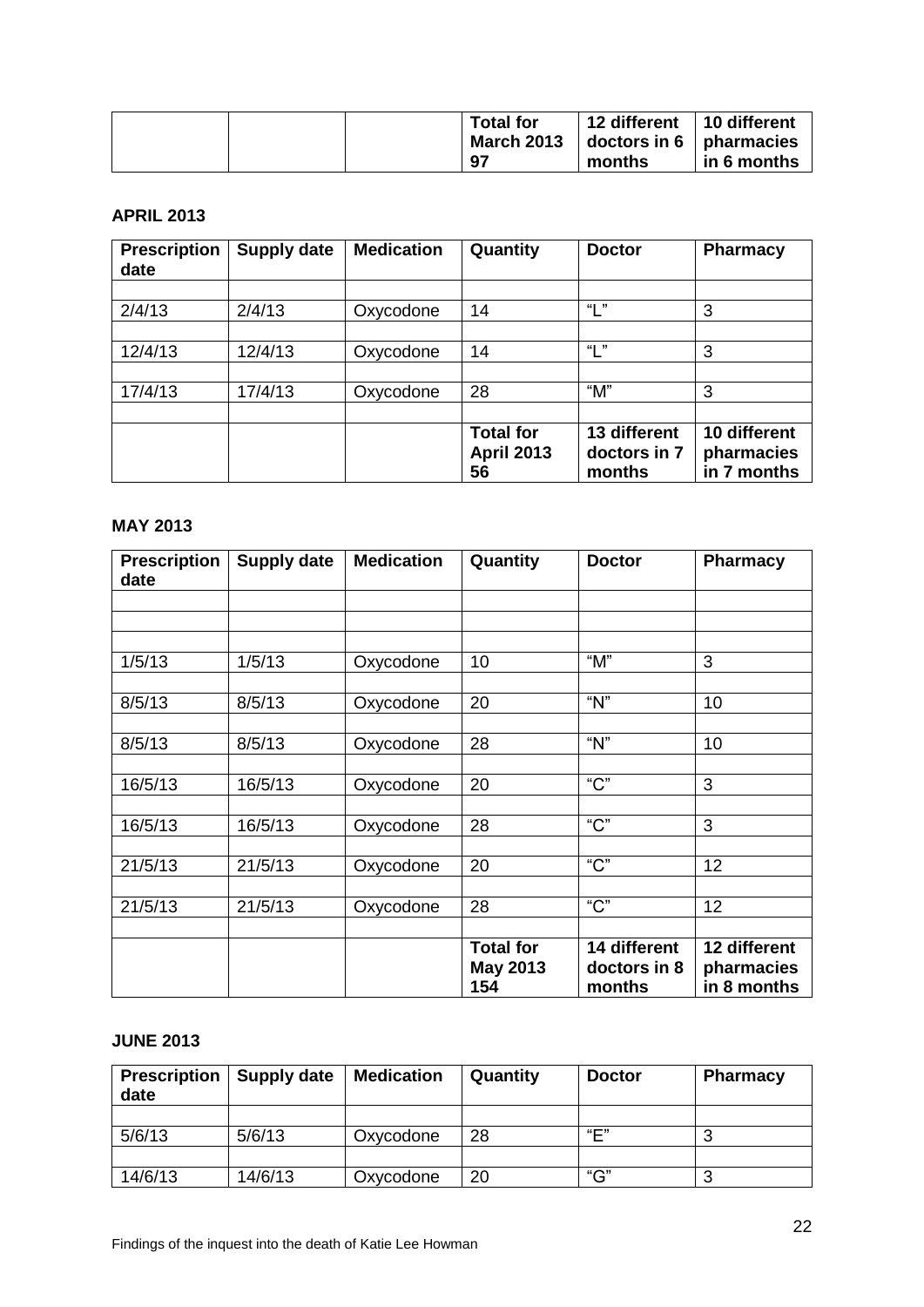| | | | Total for March 2013 97 | 12 different doctors in 6 months | 10 different pharmacies in 6 months |
|---|---|---|---|---|---|

**APRIL 2013**

| Prescription date | Supply date | Medication | Quantity | Doctor | Pharmacy |
|---|---|---|---|---|---|
| | | | | | |
| 2/4/13 | 2/4/13 | Oxycodone | 14 | "L" | 3 |
| | | | | | |
| 12/4/13 | 12/4/13 | Oxycodone | 14 | "L" | 3 |
| | | | | | |
| 17/4/13 | 17/4/13 | Oxycodone | 28 | "M" | 3 |
| | | | | | |
| | | | **Total for April 2013 56** | **13 different doctors in 7 months** | **10 different pharmacies in 7 months** |

**MAY 2013**

| Prescription date | Supply date | Medication | Quantity | Doctor | Pharmacy |
|---|---|---|---|---|---|
| | | | | | |
| | | | | | |
| | | | | | |
| 1/5/13 | 1/5/13 | Oxycodone | 10 | "M" | 3 |
| | | | | | |
| 8/5/13 | 8/5/13 | Oxycodone | 20 | "N" | 10 |
| | | | | | |
| 8/5/13 | 8/5/13 | Oxycodone | 28 | "N" | 10 |
| | | | | | |
| 16/5/13 | 16/5/13 | Oxycodone | 20 | "C" | 3 |
| | | | | | |
| 16/5/13 | 16/5/13 | Oxycodone | 28 | "C" | 3 |
| | | | | | |
| 21/5/13 | 21/5/13 | Oxycodone | 20 | "C" | 12 |
| | | | | | |
| 21/5/13 | 21/5/13 | Oxycodone | 28 | "C" | 12 |
| | | | | | |
| | | | **Total for May 2013 154** | **14 different doctors in 8 months** | **12 different pharmacies in 8 months** |

**JUNE 2013**

| Prescription date | Supply date | Medication | Quantity | Doctor | Pharmacy |
|---|---|---|---|---|---|
| | | | | | |
| 5/6/13 | 5/6/13 | Oxycodone | 28 | "E" | 3 |
| | | | | | |
| 14/6/13 | 14/6/13 | Oxycodone | 20 | "G" | 3 |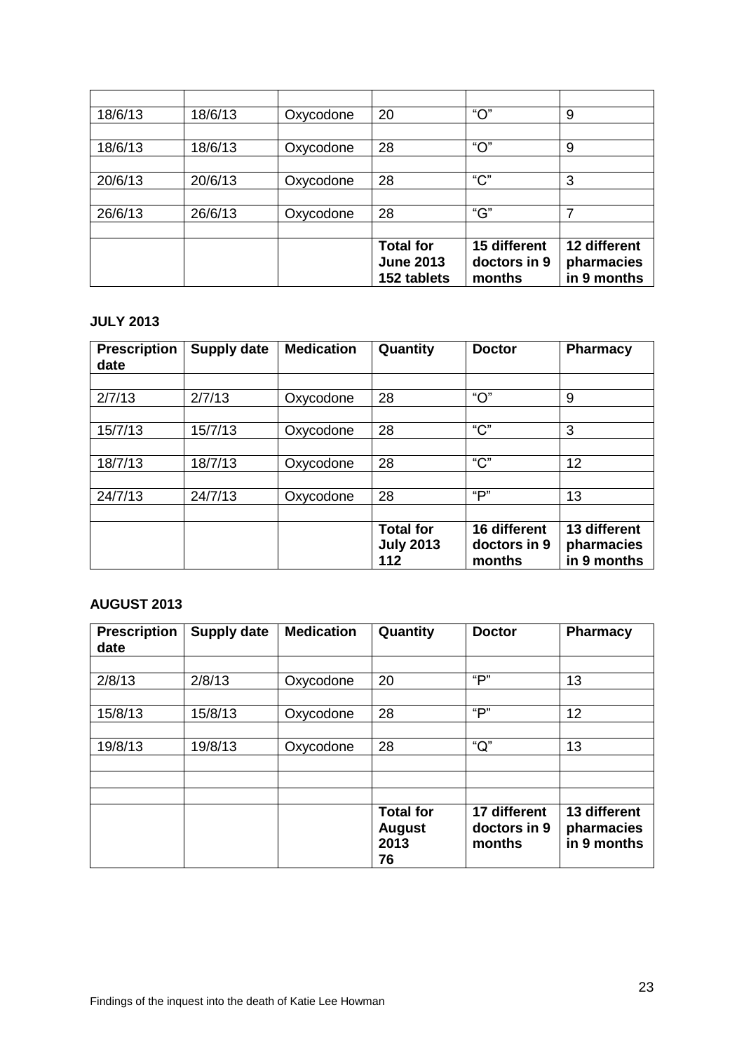| | | | | | |
|---|---|---|---|---|---|
| 18/6/13 | 18/6/13 | Oxycodone | 20 | "O" | 9 |
| | | | | | |
| 18/6/13 | 18/6/13 | Oxycodone | 28 | "O" | 9 |
| | | | | | |
| 20/6/13 | 20/6/13 | Oxycodone | 28 | "C" | 3 |
| | | | | | |
| 26/6/13 | 26/6/13 | Oxycodone | 28 | "G" | 7 |
| | | | | | |
| | | | **Total for June 2013 152 tablets** | **15 different doctors in 9 months** | **12 different pharmacies in 9 months** |

**JULY 2013**

| **Prescription date** | **Supply date** | **Medication** | **Quantity** | **Doctor** | **Pharmacy** |
|---|---|---|---|---|---|
| | | | | | |
| 2/7/13 | 2/7/13 | Oxycodone | 28 | "O" | 9 |
| | | | | | |
| 15/7/13 | 15/7/13 | Oxycodone | 28 | "C" | 3 |
| | | | | | |
| 18/7/13 | 18/7/13 | Oxycodone | 28 | "C" | 12 |
| | | | | | |
| 24/7/13 | 24/7/13 | Oxycodone | 28 | "P" | 13 |
| | | | | | |
| | | | **Total for July 2013 112** | **16 different doctors in 9 months** | **13 different pharmacies in 9 months** |

**AUGUST 2013**

| **Prescription date** | **Supply date** | **Medication** | **Quantity** | **Doctor** | **Pharmacy** |
|---|---|---|---|---|---|
| | | | | | |
| 2/8/13 | 2/8/13 | Oxycodone | 20 | "P" | 13 |
| | | | | | |
| 15/8/13 | 15/8/13 | Oxycodone | 28 | "P" | 12 |
| | | | | | |
| 19/8/13 | 19/8/13 | Oxycodone | 28 | "Q" | 13 |
| | | | | | |
| | | | | | |
| | | | | | |
| | | | **Total for August 2013 76** | **17 different doctors in 9 months** | **13 different pharmacies in 9 months** |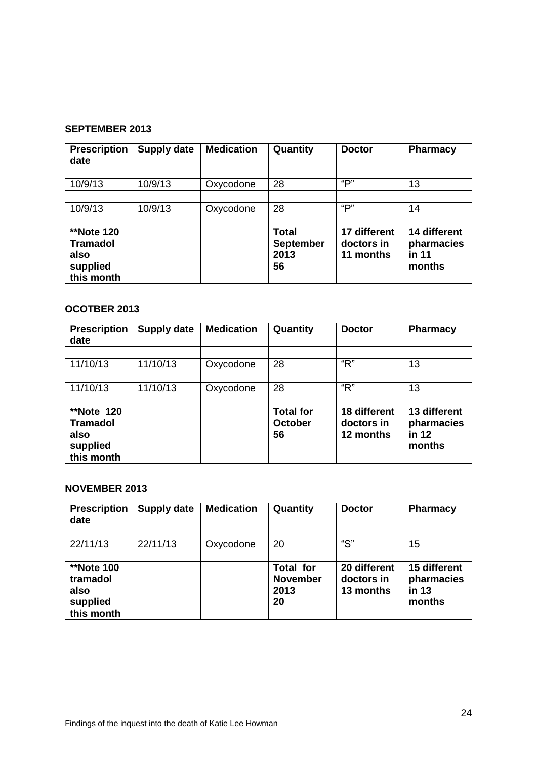**SEPTEMBER 2013**

| Prescription date | Supply date | Medication | Quantity | Doctor | Pharmacy |
|---|---|---|---|---|---|
| | | | | | |
| 10/9/13 | 10/9/13 | Oxycodone | 28 | "P" | 13 |
| | | | | | |
| 10/9/13 | 10/9/13 | Oxycodone | 28 | "P" | 14 |
| | | | | | |
| **\*\*Note 120 Tramadol also supplied this month** | | | **Total September 2013 56** | **17 different doctors in 11 months** | **14 different pharmacies in 11 months** |

**OCOTBER 2013**

| Prescription date | Supply date | Medication | Quantity | Doctor | Pharmacy |
|---|---|---|---|---|---|
| | | | | | |
| 11/10/13 | 11/10/13 | Oxycodone | 28 | "R" | 13 |
| | | | | | |
| 11/10/13 | 11/10/13 | Oxycodone | 28 | "R" | 13 |
| | | | | | |
| **\*\*Note 120 Tramadol also supplied this month** | | | **Total for October 56** | **18 different doctors in 12 months** | **13 different pharmacies in 12 months** |

**NOVEMBER 2013**

| Prescription date | Supply date | Medication | Quantity | Doctor | Pharmacy |
|---|---|---|---|---|---|
| | | | | | |
| 22/11/13 | 22/11/13 | Oxycodone | 20 | "S" | 15 |
| | | | | | |
| **\*\*Note 100 tramadol also supplied this month** | | | **Total for November 2013 20** | **20 different doctors in 13 months** | **15 different pharmacies in 13 months** |